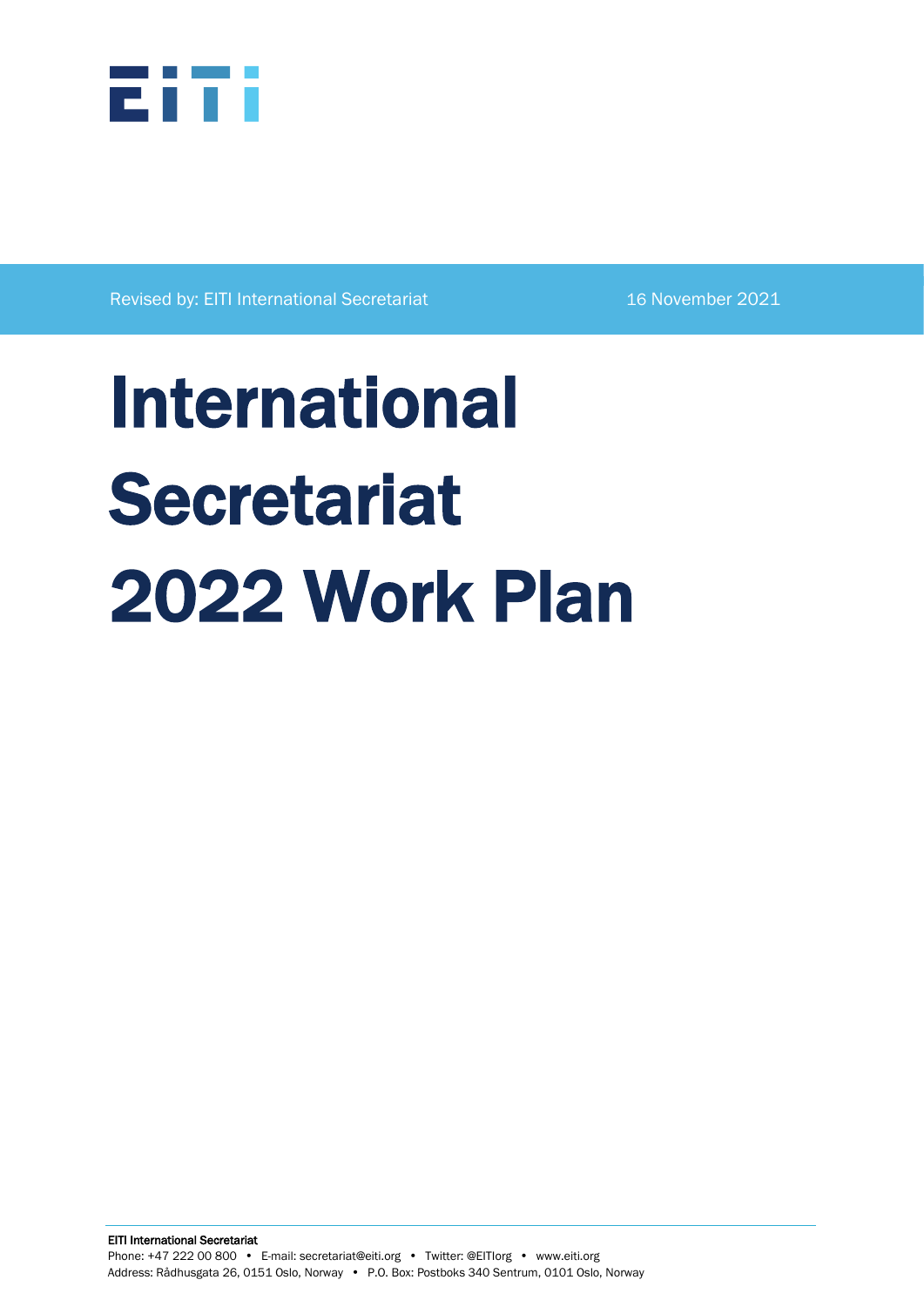Revised by: EITI International Secretariat

16 November 2021

# International Secretariat 2022 Work Plan

**EITI International Secretariat**

Phone: +47 222 00 800 • E-mail: secretariat@eiti.org • Twitter: @EITIorg • www.eiti.org

Address: Rådhusgata 26, 0151 Oslo, Norway • P.O. Box: Postboks 340 Sentrum, 0101 Oslo, Norway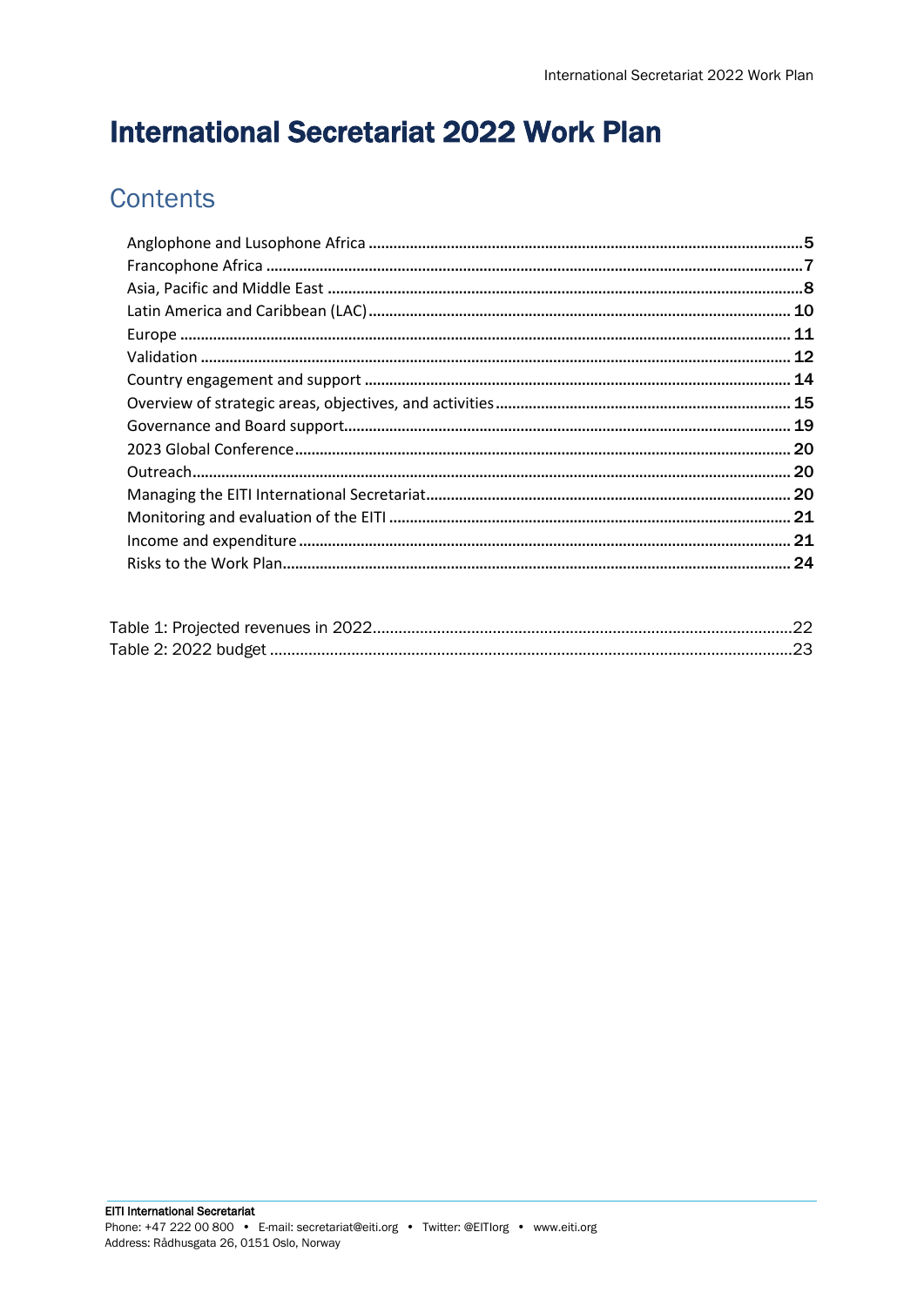# International Secretariat 2022 Work Plan

## Contents

- Anglophone and Lusophone Africa ..... 5
- Francophone Africa ..... 7
- Asia, Pacific and Middle East ..... 8
- Latin America and Caribbean (LAC) ..... 10
- Europe ..... 11
- Validation ..... 12
- Country engagement and support ..... 14
- Overview of strategic areas, objectives, and activities ..... 15
- Governance and Board support ..... 19
- 2023 Global Conference ..... 20
- Outreach ..... 20
- Managing the EITI International Secretariat ..... 20
- Monitoring and evaluation of the EITI ..... 21
- Income and expenditure ..... 21
- Risks to the Work Plan ..... 24

- Table 1: Projected revenues in 2022 ..... 22
- Table 2: 2022 budget ..... 23

**EITI International Secretariat**
Phone: +47 222 00 800 • E-mail: secretariat@eiti.org • Twitter: @EITIorg • www.eiti.org
Address: Rådhusgata 26, 0151 Oslo, Norway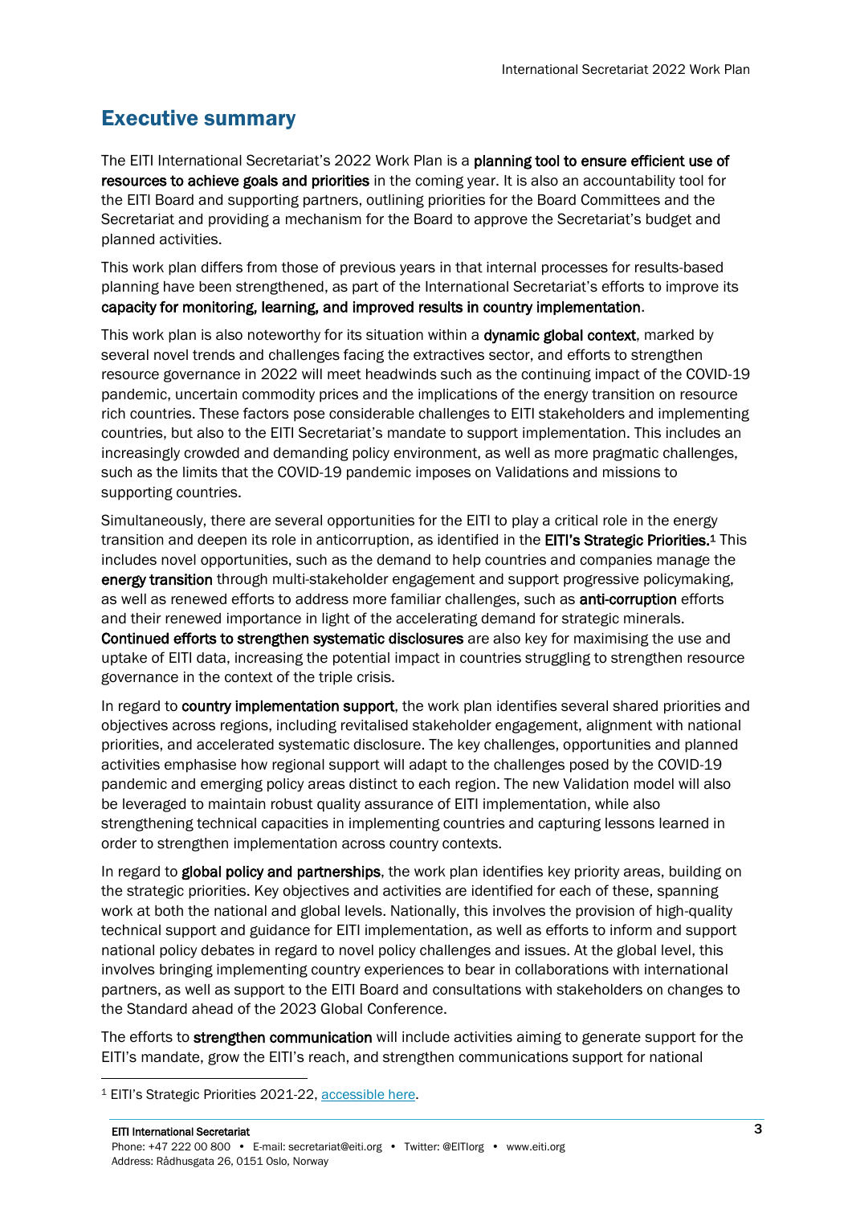## Executive summary

The EITI International Secretariat's 2022 Work Plan is a **planning tool to ensure efficient use of resources to achieve goals and priorities** in the coming year. It is also an accountability tool for the EITI Board and supporting partners, outlining priorities for the Board Committees and the Secretariat and providing a mechanism for the Board to approve the Secretariat's budget and planned activities.

This work plan differs from those of previous years in that internal processes for results-based planning have been strengthened, as part of the International Secretariat's efforts to improve its **capacity for monitoring, learning, and improved results in country implementation**.

This work plan is also noteworthy for its situation within a **dynamic global context**, marked by several novel trends and challenges facing the extractives sector, and efforts to strengthen resource governance in 2022 will meet headwinds such as the continuing impact of the COVID-19 pandemic, uncertain commodity prices and the implications of the energy transition on resource rich countries. These factors pose considerable challenges to EITI stakeholders and implementing countries, but also to the EITI Secretariat's mandate to support implementation. This includes an increasingly crowded and demanding policy environment, as well as more pragmatic challenges, such as the limits that the COVID-19 pandemic imposes on Validations and missions to supporting countries.

Simultaneously, there are several opportunities for the EITI to play a critical role in the energy transition and deepen its role in anticorruption, as identified in the **EITI's Strategic Priorities.**[1] This includes novel opportunities, such as the demand to help countries and companies manage the **energy transition** through multi-stakeholder engagement and support progressive policymaking, as well as renewed efforts to address more familiar challenges, such as **anti-corruption** efforts and their renewed importance in light of the accelerating demand for strategic minerals. **Continued efforts to strengthen systematic disclosures** are also key for maximising the use and uptake of EITI data, increasing the potential impact in countries struggling to strengthen resource governance in the context of the triple crisis.

In regard to **country implementation support**, the work plan identifies several shared priorities and objectives across regions, including revitalised stakeholder engagement, alignment with national priorities, and accelerated systematic disclosure. The key challenges, opportunities and planned activities emphasise how regional support will adapt to the challenges posed by the COVID-19 pandemic and emerging policy areas distinct to each region. The new Validation model will also be leveraged to maintain robust quality assurance of EITI implementation, while also strengthening technical capacities in implementing countries and capturing lessons learned in order to strengthen implementation across country contexts.

In regard to **global policy and partnerships**, the work plan identifies key priority areas, building on the strategic priorities. Key objectives and activities are identified for each of these, spanning work at both the national and global levels. Nationally, this involves the provision of high-quality technical support and guidance for EITI implementation, as well as efforts to inform and support national policy debates in regard to novel policy challenges and issues. At the global level, this involves bringing implementing country experiences to bear in collaborations with international partners, as well as support to the EITI Board and consultations with stakeholders on changes to the Standard ahead of the 2023 Global Conference.

The efforts to **strengthen communication** will include activities aiming to generate support for the EITI's mandate, grow the EITI's reach, and strengthen communications support for national

[1] EITI's Strategic Priorities 2021-22, accessible here.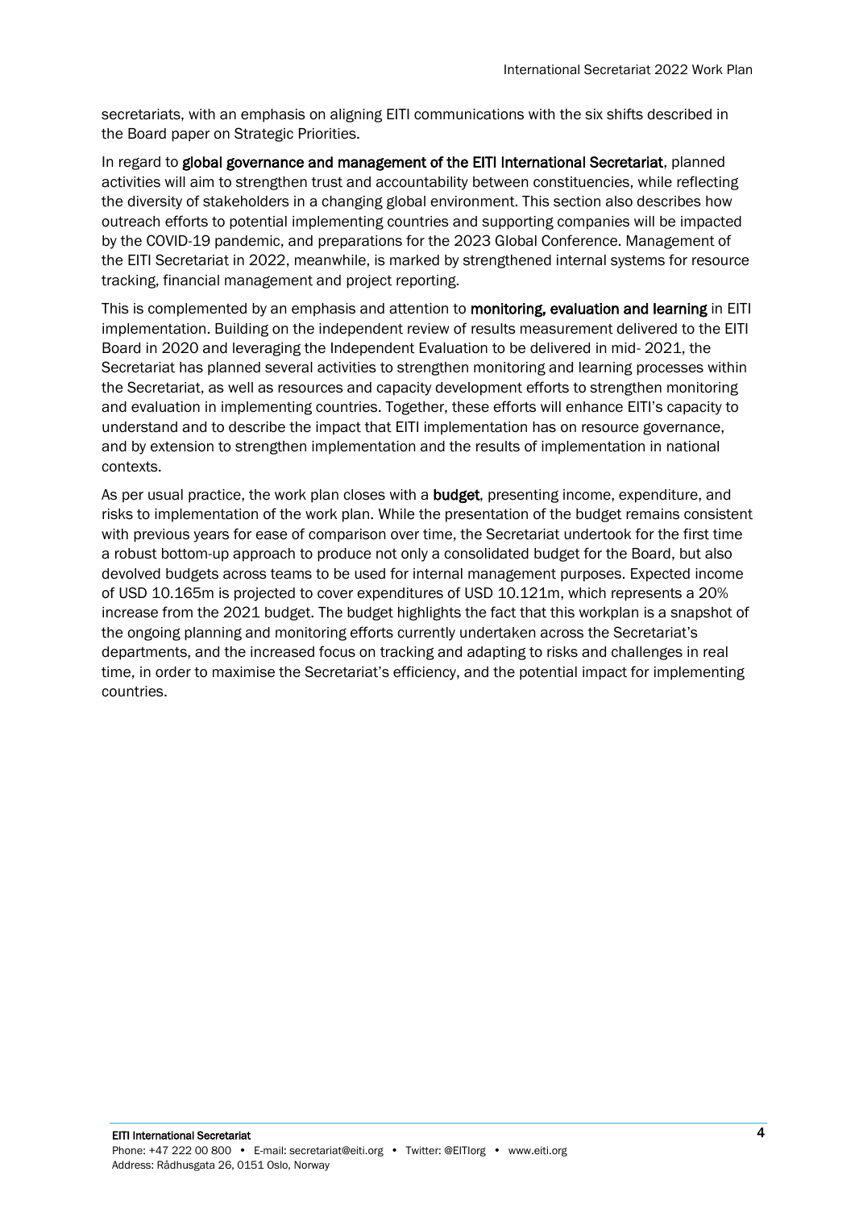secretariats, with an emphasis on aligning EITI communications with the six shifts described in the Board paper on Strategic Priorities.

In regard to **global governance and management of the EITI International Secretariat**, planned activities will aim to strengthen trust and accountability between constituencies, while reflecting the diversity of stakeholders in a changing global environment. This section also describes how outreach efforts to potential implementing countries and supporting companies will be impacted by the COVID-19 pandemic, and preparations for the 2023 Global Conference. Management of the EITI Secretariat in 2022, meanwhile, is marked by strengthened internal systems for resource tracking, financial management and project reporting.

This is complemented by an emphasis and attention to **monitoring, evaluation and learning** in EITI implementation. Building on the independent review of results measurement delivered to the EITI Board in 2020 and leveraging the Independent Evaluation to be delivered in mid- 2021, the Secretariat has planned several activities to strengthen monitoring and learning processes within the Secretariat, as well as resources and capacity development efforts to strengthen monitoring and evaluation in implementing countries. Together, these efforts will enhance EITI's capacity to understand and to describe the impact that EITI implementation has on resource governance, and by extension to strengthen implementation and the results of implementation in national contexts.

As per usual practice, the work plan closes with a **budget**, presenting income, expenditure, and risks to implementation of the work plan. While the presentation of the budget remains consistent with previous years for ease of comparison over time, the Secretariat undertook for the first time a robust bottom-up approach to produce not only a consolidated budget for the Board, but also devolved budgets across teams to be used for internal management purposes. Expected income of USD 10.165m is projected to cover expenditures of USD 10.121m, which represents a 20% increase from the 2021 budget. The budget highlights the fact that this workplan is a snapshot of the ongoing planning and monitoring efforts currently undertaken across the Secretariat's departments, and the increased focus on tracking and adapting to risks and challenges in real time, in order to maximise the Secretariat's efficiency, and the potential impact for implementing countries.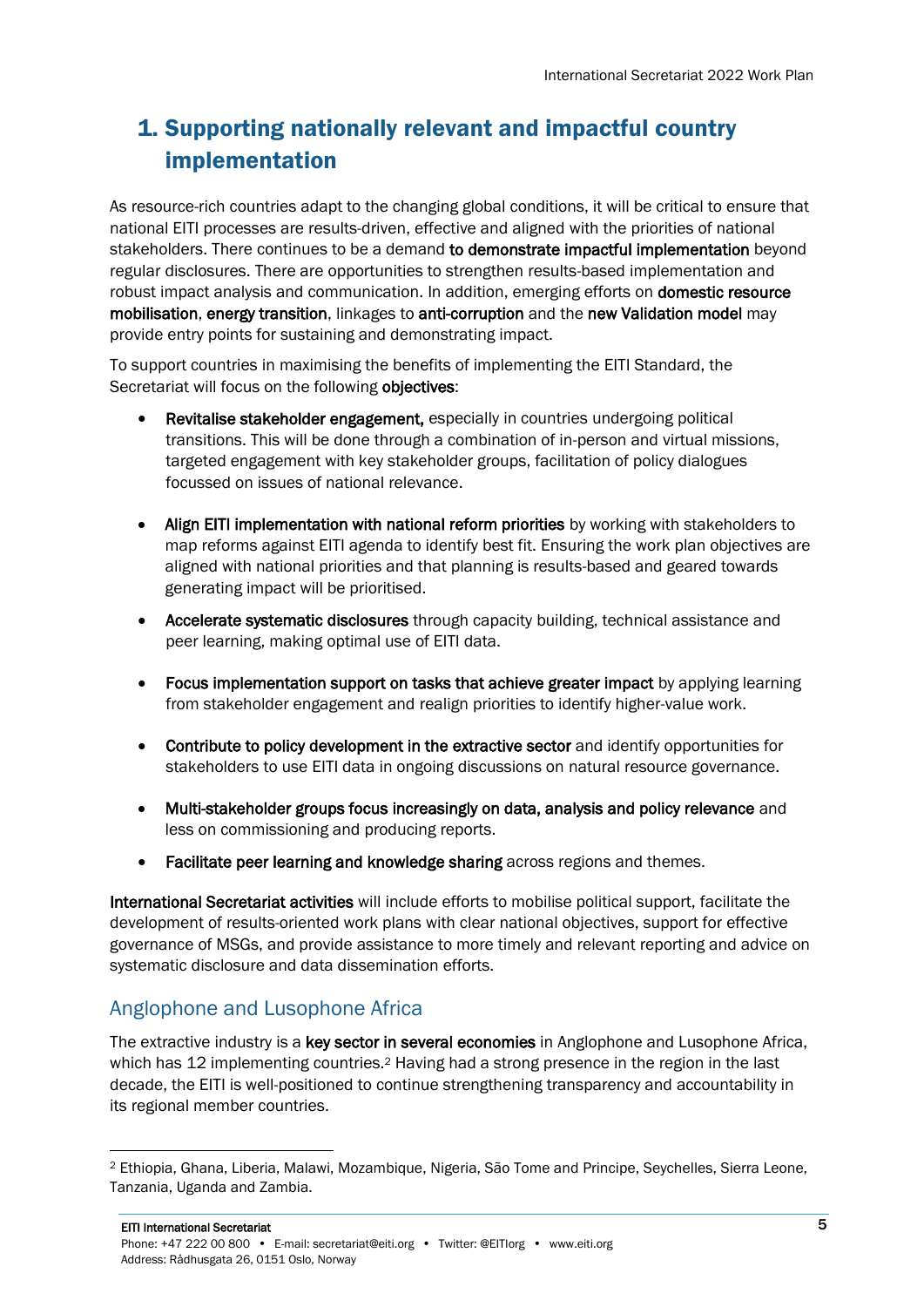# 1. Supporting nationally relevant and impactful country implementation

As resource-rich countries adapt to the changing global conditions, it will be critical to ensure that national EITI processes are results-driven, effective and aligned with the priorities of national stakeholders. There continues to be a demand **to demonstrate impactful implementation** beyond regular disclosures. There are opportunities to strengthen results-based implementation and robust impact analysis and communication. In addition, emerging efforts on **domestic resource mobilisation**, **energy transition**, linkages to **anti-corruption** and the **new Validation model** may provide entry points for sustaining and demonstrating impact.

To support countries in maximising the benefits of implementing the EITI Standard, the Secretariat will focus on the following **objectives**:

- **Revitalise stakeholder engagement,** especially in countries undergoing political transitions. This will be done through a combination of in-person and virtual missions, targeted engagement with key stakeholder groups, facilitation of policy dialogues focussed on issues of national relevance.

- **Align EITI implementation with national reform priorities** by working with stakeholders to map reforms against EITI agenda to identify best fit. Ensuring the work plan objectives are aligned with national priorities and that planning is results-based and geared towards generating impact will be prioritised.

- **Accelerate systematic disclosures** through capacity building, technical assistance and peer learning, making optimal use of EITI data.

- **Focus implementation support on tasks that achieve greater impact** by applying learning from stakeholder engagement and realign priorities to identify higher-value work.

- **Contribute to policy development in the extractive sector** and identify opportunities for stakeholders to use EITI data in ongoing discussions on natural resource governance.

- **Multi-stakeholder groups focus increasingly on data, analysis and policy relevance** and less on commissioning and producing reports.

- **Facilitate peer learning and knowledge sharing** across regions and themes.

**International Secretariat activities** will include efforts to mobilise political support, facilitate the development of results-oriented work plans with clear national objectives, support for effective governance of MSGs, and provide assistance to more timely and relevant reporting and advice on systematic disclosure and data dissemination efforts.

## Anglophone and Lusophone Africa

The extractive industry is a **key sector in several economies** in Anglophone and Lusophone Africa, which has 12 implementing countries.[2] Having had a strong presence in the region in the last decade, the EITI is well-positioned to continue strengthening transparency and accountability in its regional member countries.

[2] Ethiopia, Ghana, Liberia, Malawi, Mozambique, Nigeria, São Tome and Principe, Seychelles, Sierra Leone, Tanzania, Uganda and Zambia.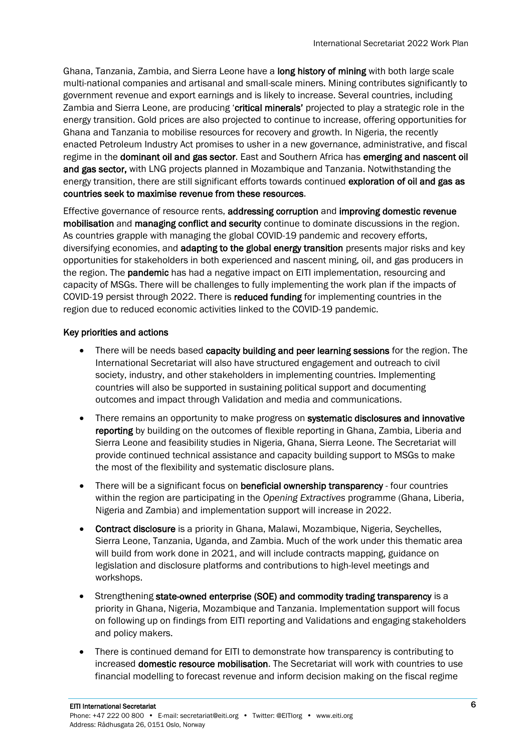Ghana, Tanzania, Zambia, and Sierra Leone have a **long history of mining** with both large scale multi-national companies and artisanal and small-scale miners. Mining contributes significantly to government revenue and export earnings and is likely to increase. Several countries, including Zambia and Sierra Leone, are producing '**critical minerals**' projected to play a strategic role in the energy transition. Gold prices are also projected to continue to increase, offering opportunities for Ghana and Tanzania to mobilise resources for recovery and growth. In Nigeria, the recently enacted Petroleum Industry Act promises to usher in a new governance, administrative, and fiscal regime in the **dominant oil and gas sector**. East and Southern Africa has **emerging and nascent oil and gas sector,** with LNG projects planned in Mozambique and Tanzania. Notwithstanding the energy transition, there are still significant efforts towards continued **exploration of oil and gas as countries seek to maximise revenue from these resources**.

Effective governance of resource rents, **addressing corruption** and **improving domestic revenue mobilisation** and **managing conflict and security** continue to dominate discussions in the region. As countries grapple with managing the global COVID-19 pandemic and recovery efforts, diversifying economies, and **adapting to the global energy transition** presents major risks and key opportunities for stakeholders in both experienced and nascent mining, oil, and gas producers in the region. The **pandemic** has had a negative impact on EITI implementation, resourcing and capacity of MSGs. There will be challenges to fully implementing the work plan if the impacts of COVID-19 persist through 2022. There is **reduced funding** for implementing countries in the region due to reduced economic activities linked to the COVID-19 pandemic.

**Key priorities and actions**

- There will be needs based **capacity building and peer learning sessions** for the region. The International Secretariat will also have structured engagement and outreach to civil society, industry, and other stakeholders in implementing countries. Implementing countries will also be supported in sustaining political support and documenting outcomes and impact through Validation and media and communications.
- There remains an opportunity to make progress on **systematic disclosures and innovative reporting** by building on the outcomes of flexible reporting in Ghana, Zambia, Liberia and Sierra Leone and feasibility studies in Nigeria, Ghana, Sierra Leone. The Secretariat will provide continued technical assistance and capacity building support to MSGs to make the most of the flexibility and systematic disclosure plans.
- There will be a significant focus on **beneficial ownership transparency** - four countries within the region are participating in the *Opening Extractives* programme (Ghana, Liberia, Nigeria and Zambia) and implementation support will increase in 2022.
- **Contract disclosure** is a priority in Ghana, Malawi, Mozambique, Nigeria, Seychelles, Sierra Leone, Tanzania, Uganda, and Zambia. Much of the work under this thematic area will build from work done in 2021, and will include contracts mapping, guidance on legislation and disclosure platforms and contributions to high-level meetings and workshops.
- Strengthening **state-owned enterprise (SOE) and commodity trading transparency** is a priority in Ghana, Nigeria, Mozambique and Tanzania. Implementation support will focus on following up on findings from EITI reporting and Validations and engaging stakeholders and policy makers.
- There is continued demand for EITI to demonstrate how transparency is contributing to increased **domestic resource mobilisation**. The Secretariat will work with countries to use financial modelling to forecast revenue and inform decision making on the fiscal regime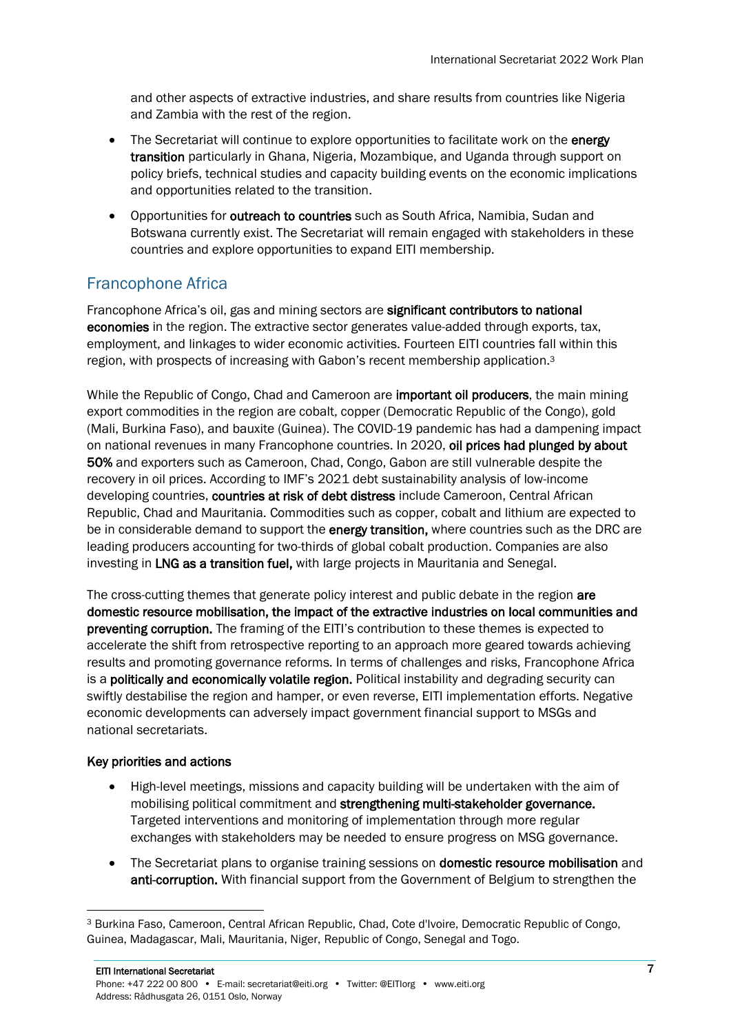and other aspects of extractive industries, and share results from countries like Nigeria and Zambia with the rest of the region.

- The Secretariat will continue to explore opportunities to facilitate work on the **energy transition** particularly in Ghana, Nigeria, Mozambique, and Uganda through support on policy briefs, technical studies and capacity building events on the economic implications and opportunities related to the transition.

- Opportunities for **outreach to countries** such as South Africa, Namibia, Sudan and Botswana currently exist. The Secretariat will remain engaged with stakeholders in these countries and explore opportunities to expand EITI membership.

## Francophone Africa

Francophone Africa's oil, gas and mining sectors are **significant contributors to national economies** in the region. The extractive sector generates value-added through exports, tax, employment, and linkages to wider economic activities. Fourteen EITI countries fall within this region, with prospects of increasing with Gabon's recent membership application.[3]

While the Republic of Congo, Chad and Cameroon are **important oil producers**, the main mining export commodities in the region are cobalt, copper (Democratic Republic of the Congo), gold (Mali, Burkina Faso), and bauxite (Guinea). The COVID-19 pandemic has had a dampening impact on national revenues in many Francophone countries. In 2020, **oil prices had plunged by about 50%** and exporters such as Cameroon, Chad, Congo, Gabon are still vulnerable despite the recovery in oil prices. According to IMF's 2021 debt sustainability analysis of low-income developing countries, **countries at risk of debt distress** include Cameroon, Central African Republic, Chad and Mauritania. Commodities such as copper, cobalt and lithium are expected to be in considerable demand to support the **energy transition,** where countries such as the DRC are leading producers accounting for two-thirds of global cobalt production. Companies are also investing in **LNG as a transition fuel,** with large projects in Mauritania and Senegal.

The cross-cutting themes that generate policy interest and public debate in the region **are domestic resource mobilisation, the impact of the extractive industries on local communities and preventing corruption.** The framing of the EITI's contribution to these themes is expected to accelerate the shift from retrospective reporting to an approach more geared towards achieving results and promoting governance reforms. In terms of challenges and risks, Francophone Africa is a **politically and economically volatile region.** Political instability and degrading security can swiftly destabilise the region and hamper, or even reverse, EITI implementation efforts. Negative economic developments can adversely impact government financial support to MSGs and national secretariats.

**Key priorities and actions**

- High-level meetings, missions and capacity building will be undertaken with the aim of mobilising political commitment and **strengthening multi-stakeholder governance.** Targeted interventions and monitoring of implementation through more regular exchanges with stakeholders may be needed to ensure progress on MSG governance.

- The Secretariat plans to organise training sessions on **domestic resource mobilisation** and **anti-corruption.** With financial support from the Government of Belgium to strengthen the

[3] Burkina Faso, Cameroon, Central African Republic, Chad, Cote d'Ivoire, Democratic Republic of Congo, Guinea, Madagascar, Mali, Mauritania, Niger, Republic of Congo, Senegal and Togo.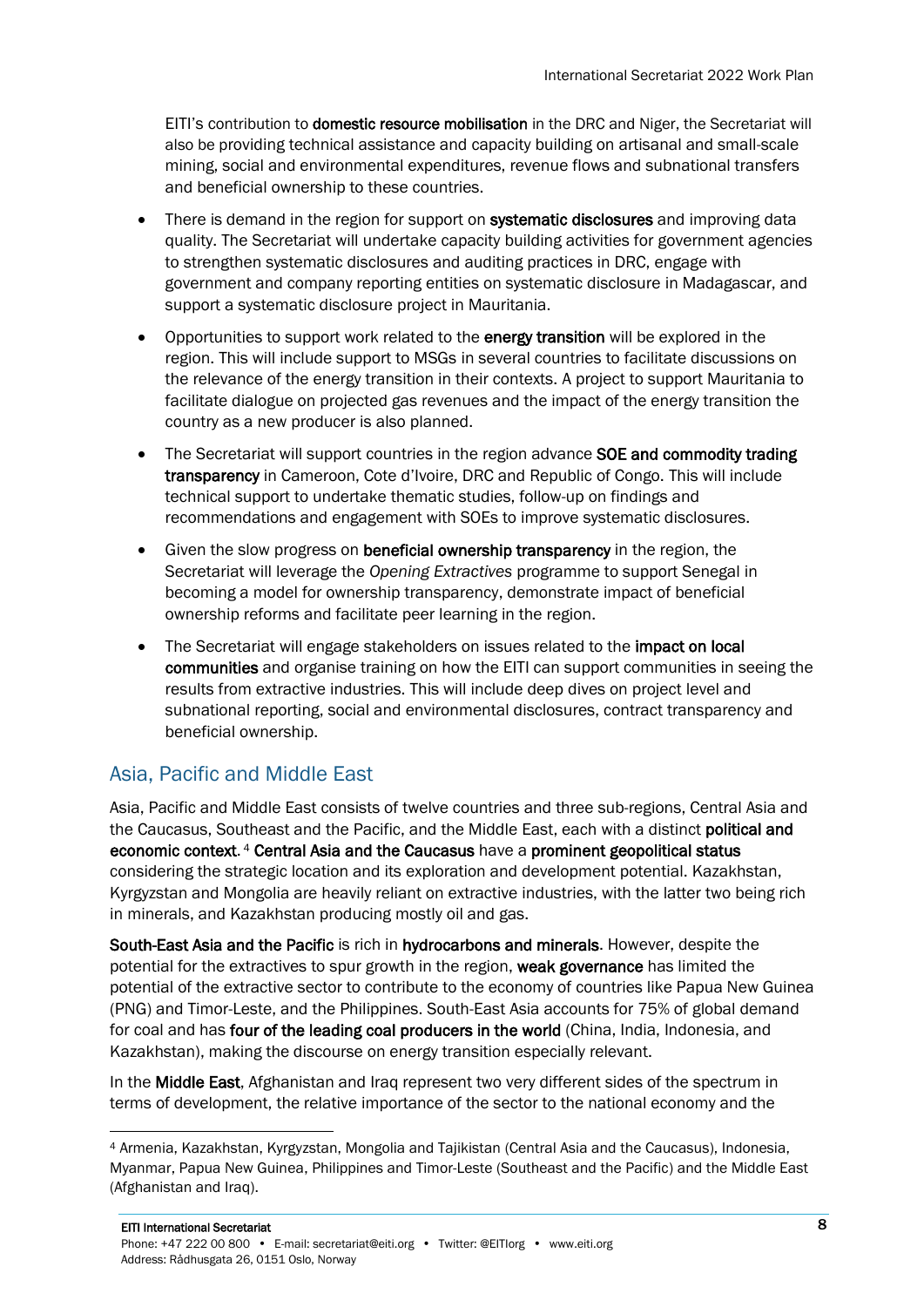EITI's contribution to **domestic resource mobilisation** in the DRC and Niger, the Secretariat will also be providing technical assistance and capacity building on artisanal and small-scale mining, social and environmental expenditures, revenue flows and subnational transfers and beneficial ownership to these countries.

- There is demand in the region for support on **systematic disclosures** and improving data quality. The Secretariat will undertake capacity building activities for government agencies to strengthen systematic disclosures and auditing practices in DRC, engage with government and company reporting entities on systematic disclosure in Madagascar, and support a systematic disclosure project in Mauritania.
- Opportunities to support work related to the **energy transition** will be explored in the region. This will include support to MSGs in several countries to facilitate discussions on the relevance of the energy transition in their contexts. A project to support Mauritania to facilitate dialogue on projected gas revenues and the impact of the energy transition the country as a new producer is also planned.
- The Secretariat will support countries in the region advance **SOE and commodity trading transparency** in Cameroon, Cote d'Ivoire, DRC and Republic of Congo. This will include technical support to undertake thematic studies, follow-up on findings and recommendations and engagement with SOEs to improve systematic disclosures.
- Given the slow progress on **beneficial ownership transparency** in the region, the Secretariat will leverage the *Opening Extractives* programme to support Senegal in becoming a model for ownership transparency, demonstrate impact of beneficial ownership reforms and facilitate peer learning in the region.
- The Secretariat will engage stakeholders on issues related to the **impact on local communities** and organise training on how the EITI can support communities in seeing the results from extractive industries. This will include deep dives on project level and subnational reporting, social and environmental disclosures, contract transparency and beneficial ownership.

## Asia, Pacific and Middle East

Asia, Pacific and Middle East consists of twelve countries and three sub-regions, Central Asia and the Caucasus, Southeast and the Pacific, and the Middle East, each with a distinct **political and economic context**.[4] **Central Asia and the Caucasus** have a **prominent geopolitical status** considering the strategic location and its exploration and development potential. Kazakhstan, Kyrgyzstan and Mongolia are heavily reliant on extractive industries, with the latter two being rich in minerals, and Kazakhstan producing mostly oil and gas.

**South-East Asia and the Pacific** is rich in **hydrocarbons and minerals**. However, despite the potential for the extractives to spur growth in the region, **weak governance** has limited the potential of the extractive sector to contribute to the economy of countries like Papua New Guinea (PNG) and Timor-Leste, and the Philippines. South-East Asia accounts for 75% of global demand for coal and has **four of the leading coal producers in the world** (China, India, Indonesia, and Kazakhstan), making the discourse on energy transition especially relevant.

In the **Middle East**, Afghanistan and Iraq represent two very different sides of the spectrum in terms of development, the relative importance of the sector to the national economy and the

[4] Armenia, Kazakhstan, Kyrgyzstan, Mongolia and Tajikistan (Central Asia and the Caucasus), Indonesia, Myanmar, Papua New Guinea, Philippines and Timor-Leste (Southeast and the Pacific) and the Middle East (Afghanistan and Iraq).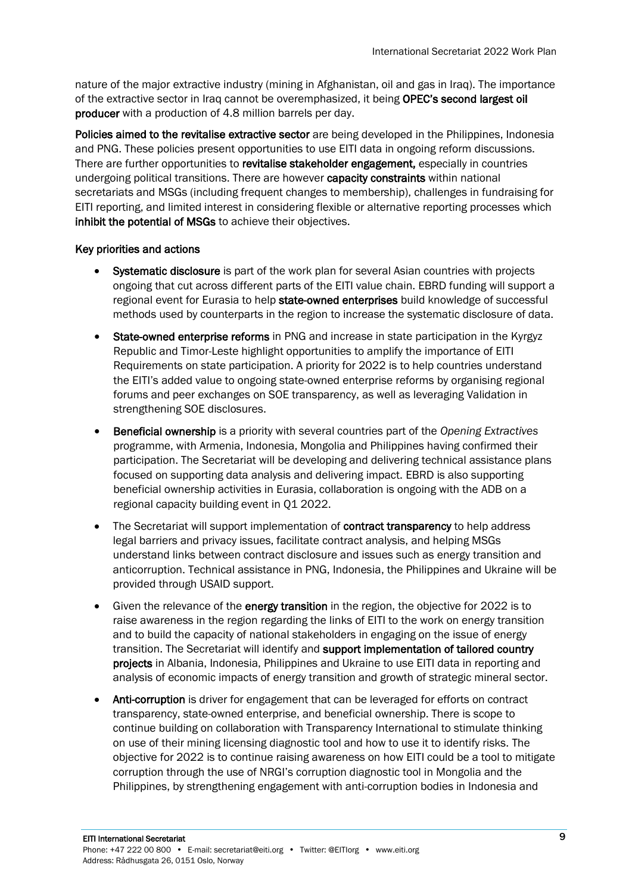nature of the major extractive industry (mining in Afghanistan, oil and gas in Iraq). The importance of the extractive sector in Iraq cannot be overemphasized, it being **OPEC's second largest oil producer** with a production of 4.8 million barrels per day.

**Policies aimed to the revitalise extractive sector** are being developed in the Philippines, Indonesia and PNG. These policies present opportunities to use EITI data in ongoing reform discussions. There are further opportunities to **revitalise stakeholder engagement,** especially in countries undergoing political transitions. There are however **capacity constraints** within national secretariats and MSGs (including frequent changes to membership), challenges in fundraising for EITI reporting, and limited interest in considering flexible or alternative reporting processes which **inhibit the potential of MSGs** to achieve their objectives.

**Key priorities and actions**

- **Systematic disclosure** is part of the work plan for several Asian countries with projects ongoing that cut across different parts of the EITI value chain. EBRD funding will support a regional event for Eurasia to help **state-owned enterprises** build knowledge of successful methods used by counterparts in the region to increase the systematic disclosure of data.
- **State-owned enterprise reforms** in PNG and increase in state participation in the Kyrgyz Republic and Timor-Leste highlight opportunities to amplify the importance of EITI Requirements on state participation. A priority for 2022 is to help countries understand the EITI's added value to ongoing state-owned enterprise reforms by organising regional forums and peer exchanges on SOE transparency, as well as leveraging Validation in strengthening SOE disclosures.
- **Beneficial ownership** is a priority with several countries part of the *Opening Extractives* programme, with Armenia, Indonesia, Mongolia and Philippines having confirmed their participation. The Secretariat will be developing and delivering technical assistance plans focused on supporting data analysis and delivering impact. EBRD is also supporting beneficial ownership activities in Eurasia, collaboration is ongoing with the ADB on a regional capacity building event in Q1 2022.
- The Secretariat will support implementation of **contract transparency** to help address legal barriers and privacy issues, facilitate contract analysis, and helping MSGs understand links between contract disclosure and issues such as energy transition and anticorruption. Technical assistance in PNG, Indonesia, the Philippines and Ukraine will be provided through USAID support.
- Given the relevance of the **energy transition** in the region, the objective for 2022 is to raise awareness in the region regarding the links of EITI to the work on energy transition and to build the capacity of national stakeholders in engaging on the issue of energy transition. The Secretariat will identify and **support implementation of tailored country projects** in Albania, Indonesia, Philippines and Ukraine to use EITI data in reporting and analysis of economic impacts of energy transition and growth of strategic mineral sector.
- **Anti-corruption** is driver for engagement that can be leveraged for efforts on contract transparency, state-owned enterprise, and beneficial ownership. There is scope to continue building on collaboration with Transparency International to stimulate thinking on use of their mining licensing diagnostic tool and how to use it to identify risks. The objective for 2022 is to continue raising awareness on how EITI could be a tool to mitigate corruption through the use of NRGI's corruption diagnostic tool in Mongolia and the Philippines, by strengthening engagement with anti-corruption bodies in Indonesia and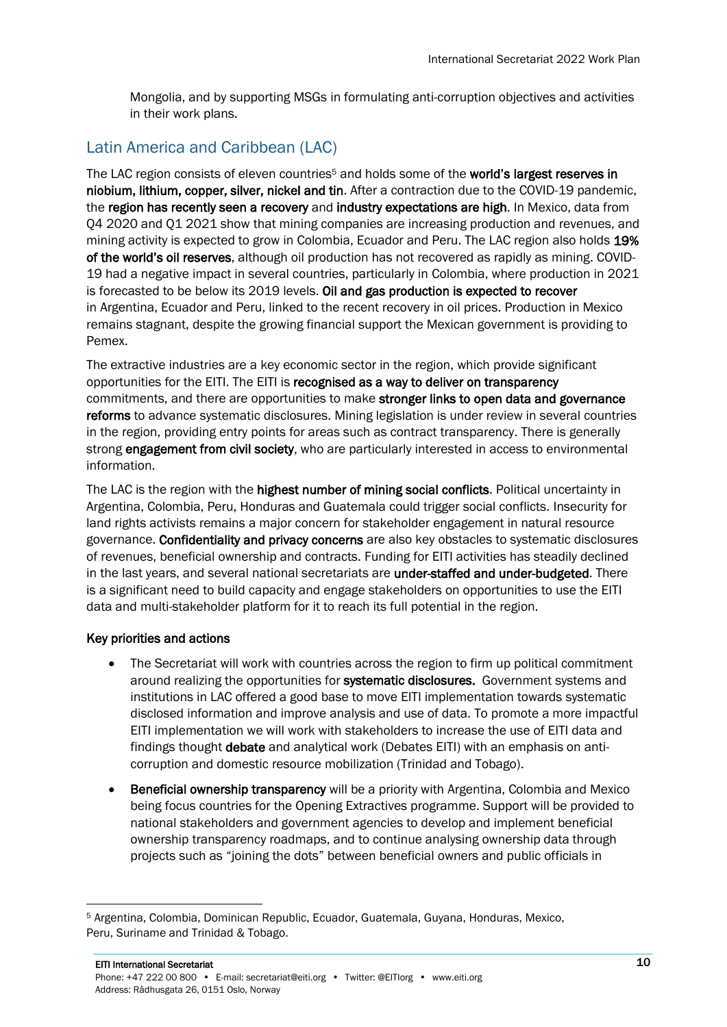Mongolia, and by supporting MSGs in formulating anti-corruption objectives and activities in their work plans.

## Latin America and Caribbean (LAC)

The LAC region consists of eleven countries[5] and holds some of the **world's largest reserves in niobium, lithium, copper, silver, nickel and tin**. After a contraction due to the COVID-19 pandemic, the **region has recently seen a recovery** and **industry expectations are high**. In Mexico, data from Q4 2020 and Q1 2021 show that mining companies are increasing production and revenues, and mining activity is expected to grow in Colombia, Ecuador and Peru. The LAC region also holds **19% of the world's oil reserves**, although oil production has not recovered as rapidly as mining. COVID-19 had a negative impact in several countries, particularly in Colombia, where production in 2021 is forecasted to be below its 2019 levels. **Oil and gas production is expected to recover** in Argentina, Ecuador and Peru, linked to the recent recovery in oil prices. Production in Mexico remains stagnant, despite the growing financial support the Mexican government is providing to Pemex.

The extractive industries are a key economic sector in the region, which provide significant opportunities for the EITI. The EITI is **recognised as a way to deliver on transparency** commitments, and there are opportunities to make **stronger links to open data and governance reforms** to advance systematic disclosures. Mining legislation is under review in several countries in the region, providing entry points for areas such as contract transparency. There is generally strong **engagement from civil society**, who are particularly interested in access to environmental information.

The LAC is the region with the **highest number of mining social conflicts**. Political uncertainty in Argentina, Colombia, Peru, Honduras and Guatemala could trigger social conflicts. Insecurity for land rights activists remains a major concern for stakeholder engagement in natural resource governance. **Confidentiality and privacy concerns** are also key obstacles to systematic disclosures of revenues, beneficial ownership and contracts. Funding for EITI activities has steadily declined in the last years, and several national secretariats are **under-staffed and under-budgeted**. There is a significant need to build capacity and engage stakeholders on opportunities to use the EITI data and multi-stakeholder platform for it to reach its full potential in the region.

### Key priorities and actions

- The Secretariat will work with countries across the region to firm up political commitment around realizing the opportunities for **systematic disclosures.** Government systems and institutions in LAC offered a good base to move EITI implementation towards systematic disclosed information and improve analysis and use of data. To promote a more impactful EITI implementation we will work with stakeholders to increase the use of EITI data and findings thought **debate** and analytical work (Debates EITI) with an emphasis on anti-corruption and domestic resource mobilization (Trinidad and Tobago).
- **Beneficial ownership transparency** will be a priority with Argentina, Colombia and Mexico being focus countries for the Opening Extractives programme. Support will be provided to national stakeholders and government agencies to develop and implement beneficial ownership transparency roadmaps, and to continue analysing ownership data through projects such as "joining the dots" between beneficial owners and public officials in

[5] Argentina, Colombia, Dominican Republic, Ecuador, Guatemala, Guyana, Honduras, Mexico, Peru, Suriname and Trinidad & Tobago.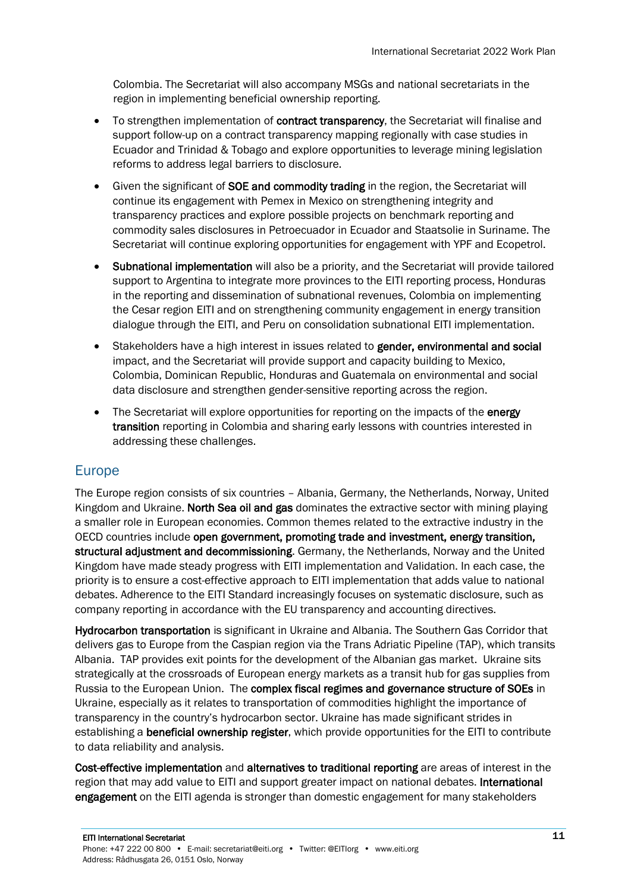Colombia. The Secretariat will also accompany MSGs and national secretariats in the region in implementing beneficial ownership reporting.

- To strengthen implementation of **contract transparency**, the Secretariat will finalise and support follow-up on a contract transparency mapping regionally with case studies in Ecuador and Trinidad & Tobago and explore opportunities to leverage mining legislation reforms to address legal barriers to disclosure.
- Given the significant of **SOE and commodity trading** in the region, the Secretariat will continue its engagement with Pemex in Mexico on strengthening integrity and transparency practices and explore possible projects on benchmark reporting and commodity sales disclosures in Petroecuador in Ecuador and Staatsolie in Suriname. The Secretariat will continue exploring opportunities for engagement with YPF and Ecopetrol.
- **Subnational implementation** will also be a priority, and the Secretariat will provide tailored support to Argentina to integrate more provinces to the EITI reporting process, Honduras in the reporting and dissemination of subnational revenues, Colombia on implementing the Cesar region EITI and on strengthening community engagement in energy transition dialogue through the EITI, and Peru on consolidation subnational EITI implementation.
- Stakeholders have a high interest in issues related to **gender, environmental and social** impact, and the Secretariat will provide support and capacity building to Mexico, Colombia, Dominican Republic, Honduras and Guatemala on environmental and social data disclosure and strengthen gender-sensitive reporting across the region.
- The Secretariat will explore opportunities for reporting on the impacts of the **energy transition** reporting in Colombia and sharing early lessons with countries interested in addressing these challenges.

## Europe

The Europe region consists of six countries – Albania, Germany, the Netherlands, Norway, United Kingdom and Ukraine. **North Sea oil and gas** dominates the extractive sector with mining playing a smaller role in European economies. Common themes related to the extractive industry in the OECD countries include **open government, promoting trade and investment, energy transition, structural adjustment and decommissioning**. Germany, the Netherlands, Norway and the United Kingdom have made steady progress with EITI implementation and Validation. In each case, the priority is to ensure a cost-effective approach to EITI implementation that adds value to national debates. Adherence to the EITI Standard increasingly focuses on systematic disclosure, such as company reporting in accordance with the EU transparency and accounting directives.

**Hydrocarbon transportation** is significant in Ukraine and Albania. The Southern Gas Corridor that delivers gas to Europe from the Caspian region via the Trans Adriatic Pipeline (TAP), which transits Albania. TAP provides exit points for the development of the Albanian gas market. Ukraine sits strategically at the crossroads of European energy markets as a transit hub for gas supplies from Russia to the European Union. The **complex fiscal regimes and governance structure of SOEs** in Ukraine, especially as it relates to transportation of commodities highlight the importance of transparency in the country's hydrocarbon sector. Ukraine has made significant strides in establishing a **beneficial ownership register**, which provide opportunities for the EITI to contribute to data reliability and analysis.

**Cost-effective implementation** and **alternatives to traditional reporting** are areas of interest in the region that may add value to EITI and support greater impact on national debates. **International engagement** on the EITI agenda is stronger than domestic engagement for many stakeholders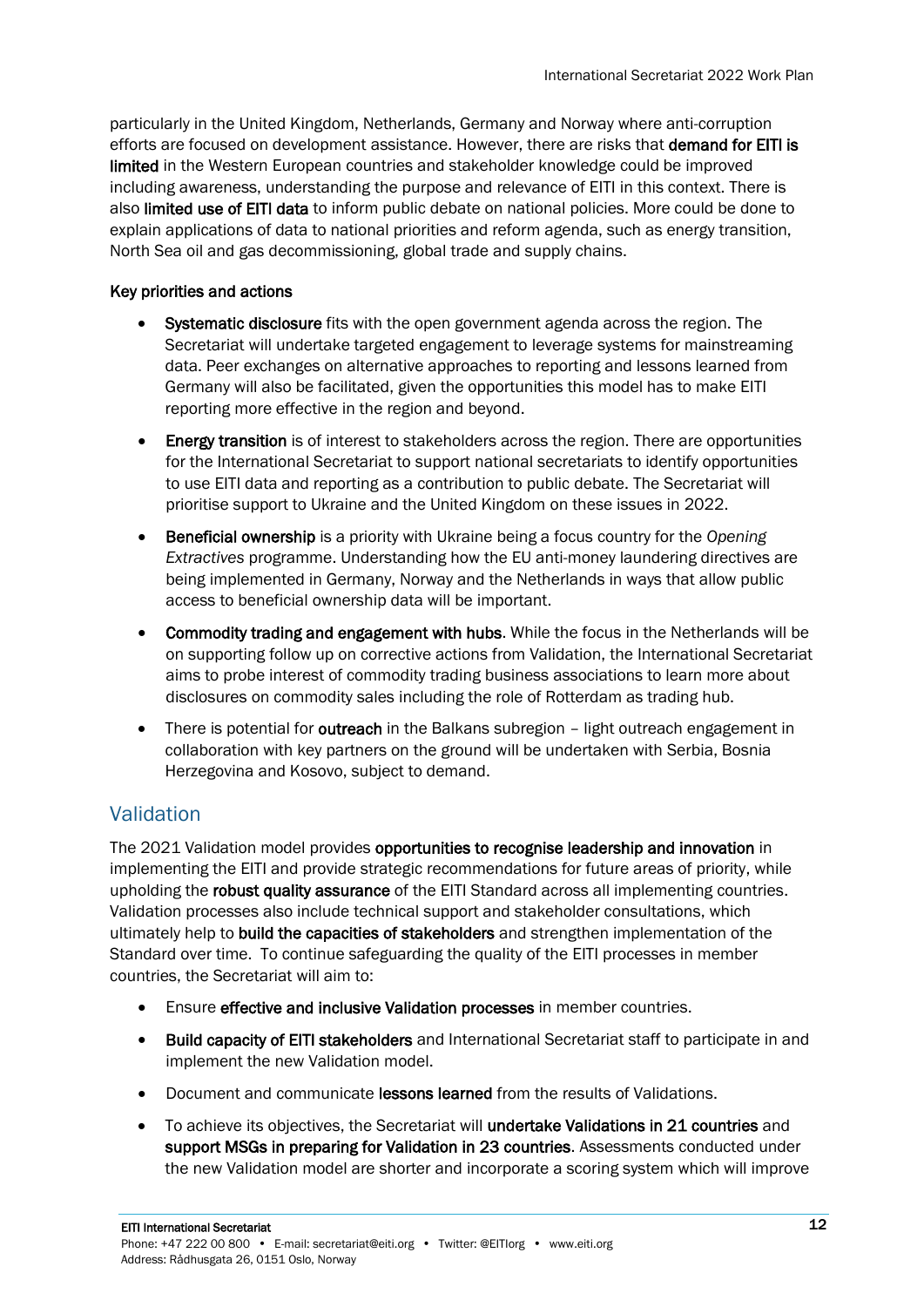particularly in the United Kingdom, Netherlands, Germany and Norway where anti-corruption efforts are focused on development assistance. However, there are risks that **demand for EITI is limited** in the Western European countries and stakeholder knowledge could be improved including awareness, understanding the purpose and relevance of EITI in this context. There is also **limited use of EITI data** to inform public debate on national policies. More could be done to explain applications of data to national priorities and reform agenda, such as energy transition, North Sea oil and gas decommissioning, global trade and supply chains.

**Key priorities and actions**

- **Systematic disclosure** fits with the open government agenda across the region. The Secretariat will undertake targeted engagement to leverage systems for mainstreaming data. Peer exchanges on alternative approaches to reporting and lessons learned from Germany will also be facilitated, given the opportunities this model has to make EITI reporting more effective in the region and beyond.
- **Energy transition** is of interest to stakeholders across the region. There are opportunities for the International Secretariat to support national secretariats to identify opportunities to use EITI data and reporting as a contribution to public debate. The Secretariat will prioritise support to Ukraine and the United Kingdom on these issues in 2022.
- **Beneficial ownership** is a priority with Ukraine being a focus country for the *Opening Extractives* programme. Understanding how the EU anti-money laundering directives are being implemented in Germany, Norway and the Netherlands in ways that allow public access to beneficial ownership data will be important.
- **Commodity trading and engagement with hubs**. While the focus in the Netherlands will be on supporting follow up on corrective actions from Validation, the International Secretariat aims to probe interest of commodity trading business associations to learn more about disclosures on commodity sales including the role of Rotterdam as trading hub.
- There is potential for **outreach** in the Balkans subregion – light outreach engagement in collaboration with key partners on the ground will be undertaken with Serbia, Bosnia Herzegovina and Kosovo, subject to demand.

## Validation

The 2021 Validation model provides **opportunities to recognise leadership and innovation** in implementing the EITI and provide strategic recommendations for future areas of priority, while upholding the **robust quality assurance** of the EITI Standard across all implementing countries. Validation processes also include technical support and stakeholder consultations, which ultimately help to **build the capacities of stakeholders** and strengthen implementation of the Standard over time. To continue safeguarding the quality of the EITI processes in member countries, the Secretariat will aim to:

- Ensure **effective and inclusive Validation processes** in member countries.
- **Build capacity of EITI stakeholders** and International Secretariat staff to participate in and implement the new Validation model.
- Document and communicate **lessons learned** from the results of Validations.
- To achieve its objectives, the Secretariat will **undertake Validations in 21 countries** and **support MSGs in preparing for Validation in 23 countries**. Assessments conducted under the new Validation model are shorter and incorporate a scoring system which will improve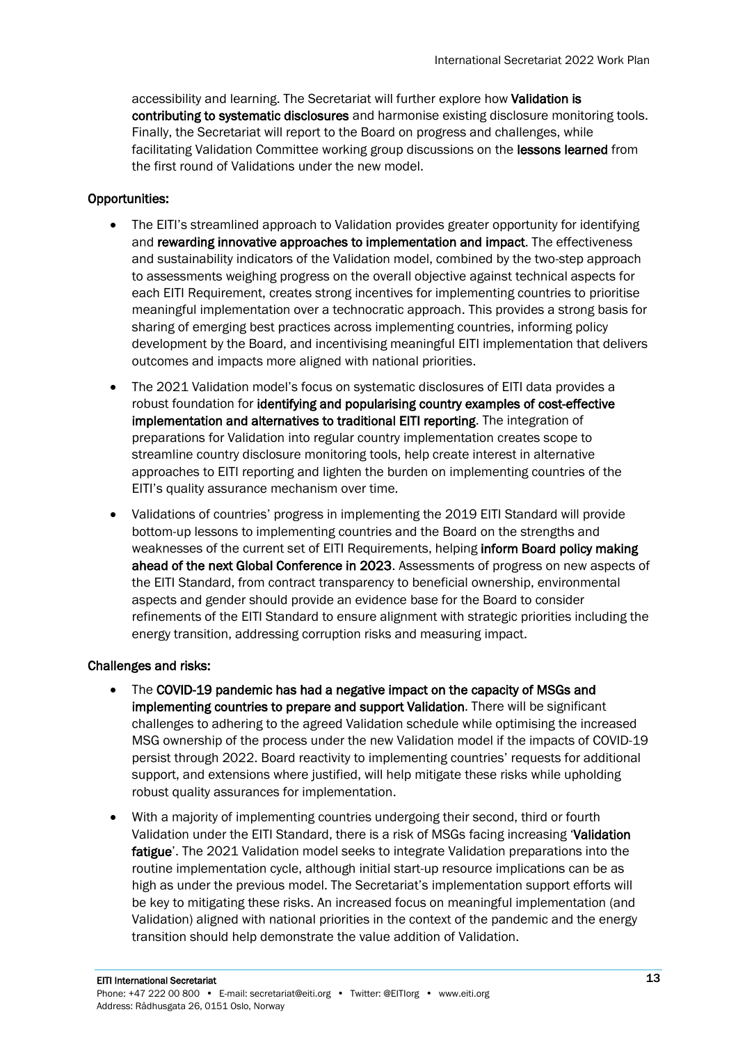accessibility and learning. The Secretariat will further explore how **Validation is contributing to systematic disclosures** and harmonise existing disclosure monitoring tools. Finally, the Secretariat will report to the Board on progress and challenges, while facilitating Validation Committee working group discussions on the **lessons learned** from the first round of Validations under the new model.

**Opportunities:**

- The EITI's streamlined approach to Validation provides greater opportunity for identifying and **rewarding innovative approaches to implementation and impact**. The effectiveness and sustainability indicators of the Validation model, combined by the two-step approach to assessments weighing progress on the overall objective against technical aspects for each EITI Requirement, creates strong incentives for implementing countries to prioritise meaningful implementation over a technocratic approach. This provides a strong basis for sharing of emerging best practices across implementing countries, informing policy development by the Board, and incentivising meaningful EITI implementation that delivers outcomes and impacts more aligned with national priorities.
- The 2021 Validation model's focus on systematic disclosures of EITI data provides a robust foundation for **identifying and popularising country examples of cost-effective implementation and alternatives to traditional EITI reporting**. The integration of preparations for Validation into regular country implementation creates scope to streamline country disclosure monitoring tools, help create interest in alternative approaches to EITI reporting and lighten the burden on implementing countries of the EITI's quality assurance mechanism over time.
- Validations of countries' progress in implementing the 2019 EITI Standard will provide bottom-up lessons to implementing countries and the Board on the strengths and weaknesses of the current set of EITI Requirements, helping **inform Board policy making ahead of the next Global Conference in 2023**. Assessments of progress on new aspects of the EITI Standard, from contract transparency to beneficial ownership, environmental aspects and gender should provide an evidence base for the Board to consider refinements of the EITI Standard to ensure alignment with strategic priorities including the energy transition, addressing corruption risks and measuring impact.

**Challenges and risks:**

- The **COVID-19 pandemic has had a negative impact on the capacity of MSGs and implementing countries to prepare and support Validation**. There will be significant challenges to adhering to the agreed Validation schedule while optimising the increased MSG ownership of the process under the new Validation model if the impacts of COVID-19 persist through 2022. Board reactivity to implementing countries' requests for additional support, and extensions where justified, will help mitigate these risks while upholding robust quality assurances for implementation.
- With a majority of implementing countries undergoing their second, third or fourth Validation under the EITI Standard, there is a risk of MSGs facing increasing '**Validation fatigue**'. The 2021 Validation model seeks to integrate Validation preparations into the routine implementation cycle, although initial start-up resource implications can be as high as under the previous model. The Secretariat's implementation support efforts will be key to mitigating these risks. An increased focus on meaningful implementation (and Validation) aligned with national priorities in the context of the pandemic and the energy transition should help demonstrate the value addition of Validation.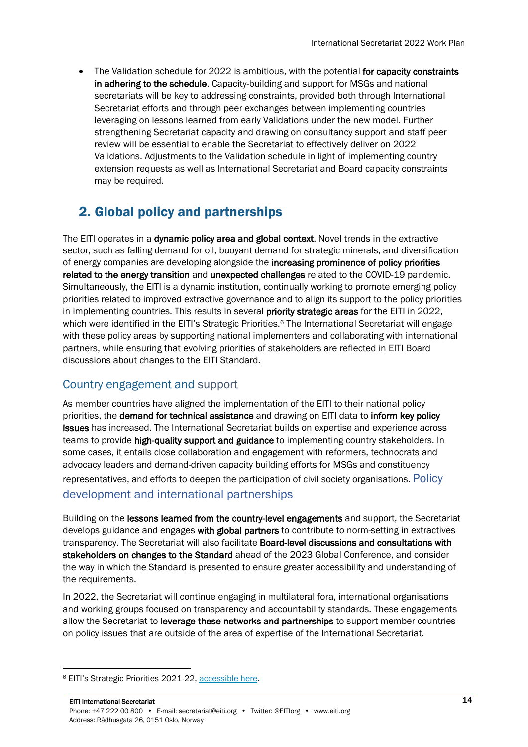- The Validation schedule for 2022 is ambitious, with the potential **for capacity constraints in adhering to the schedule**. Capacity-building and support for MSGs and national secretariats will be key to addressing constraints, provided both through International Secretariat efforts and through peer exchanges between implementing countries leveraging on lessons learned from early Validations under the new model. Further strengthening Secretariat capacity and drawing on consultancy support and staff peer review will be essential to enable the Secretariat to effectively deliver on 2022 Validations. Adjustments to the Validation schedule in light of implementing country extension requests as well as International Secretariat and Board capacity constraints may be required.

## 2. Global policy and partnerships

The EITI operates in a **dynamic policy area and global context**. Novel trends in the extractive sector, such as falling demand for oil, buoyant demand for strategic minerals, and diversification of energy companies are developing alongside the **increasing prominence of policy priorities related to the energy transition** and **unexpected challenges** related to the COVID-19 pandemic. Simultaneously, the EITI is a dynamic institution, continually working to promote emerging policy priorities related to improved extractive governance and to align its support to the policy priorities in implementing countries. This results in several **priority strategic areas** for the EITI in 2022, which were identified in the EITI's Strategic Priorities.[6] The International Secretariat will engage with these policy areas by supporting national implementers and collaborating with international partners, while ensuring that evolving priorities of stakeholders are reflected in EITI Board discussions about changes to the EITI Standard.

### Country engagement and support

As member countries have aligned the implementation of the EITI to their national policy priorities, the **demand for technical assistance** and drawing on EITI data to **inform key policy issues** has increased. The International Secretariat builds on expertise and experience across teams to provide **high-quality support and guidance** to implementing country stakeholders. In some cases, it entails close collaboration and engagement with reformers, technocrats and advocacy leaders and demand-driven capacity building efforts for MSGs and constituency representatives, and efforts to deepen the participation of civil society organisations.

### Policy development and international partnerships

Building on the **lessons learned from the country-level engagements** and support, the Secretariat develops guidance and engages **with global partners** to contribute to norm-setting in extractives transparency. The Secretariat will also facilitate **Board-level discussions and consultations with stakeholders on changes to the Standard** ahead of the 2023 Global Conference, and consider the way in which the Standard is presented to ensure greater accessibility and understanding of the requirements.

In 2022, the Secretariat will continue engaging in multilateral fora, international organisations and working groups focused on transparency and accountability standards. These engagements allow the Secretariat to **leverage these networks and partnerships** to support member countries on policy issues that are outside of the area of expertise of the International Secretariat.

---

[6] EITI's Strategic Priorities 2021-22, accessible here.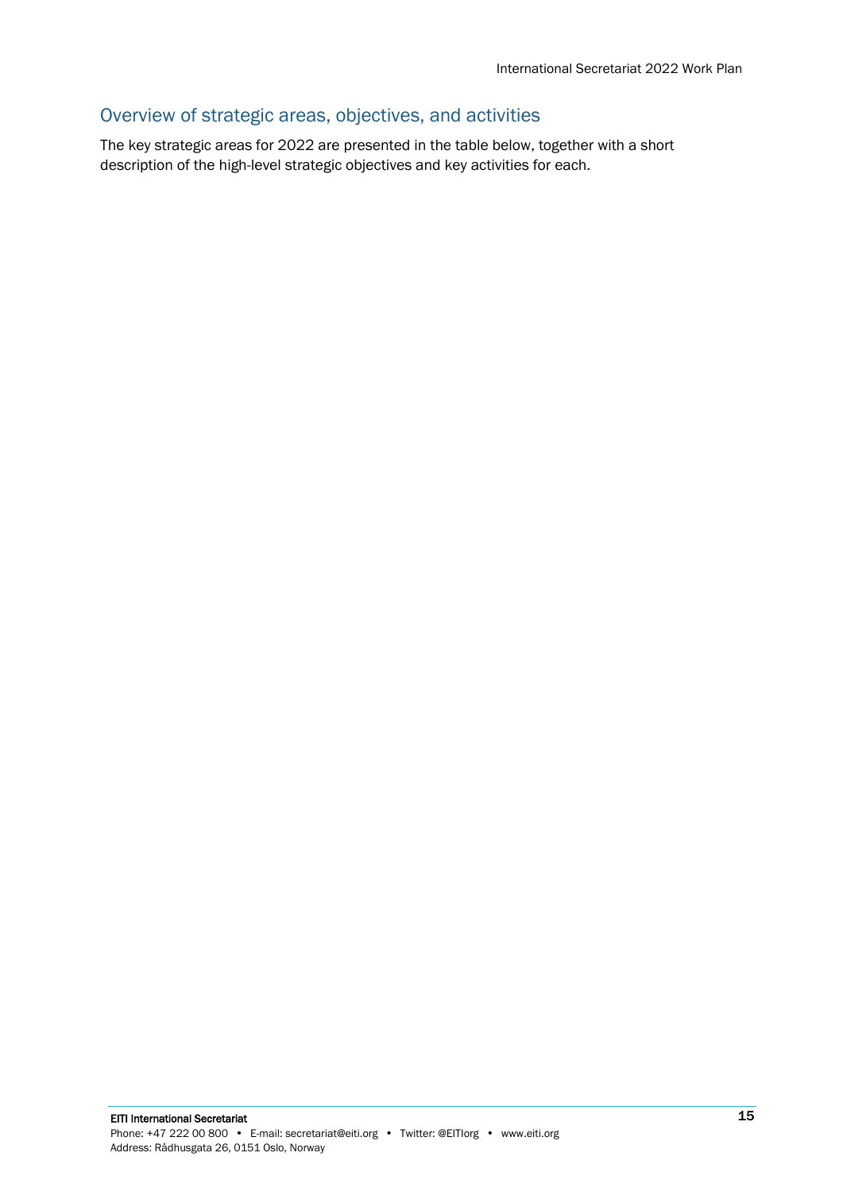## Overview of strategic areas, objectives, and activities

The key strategic areas for 2022 are presented in the table below, together with a short description of the high-level strategic objectives and key activities for each.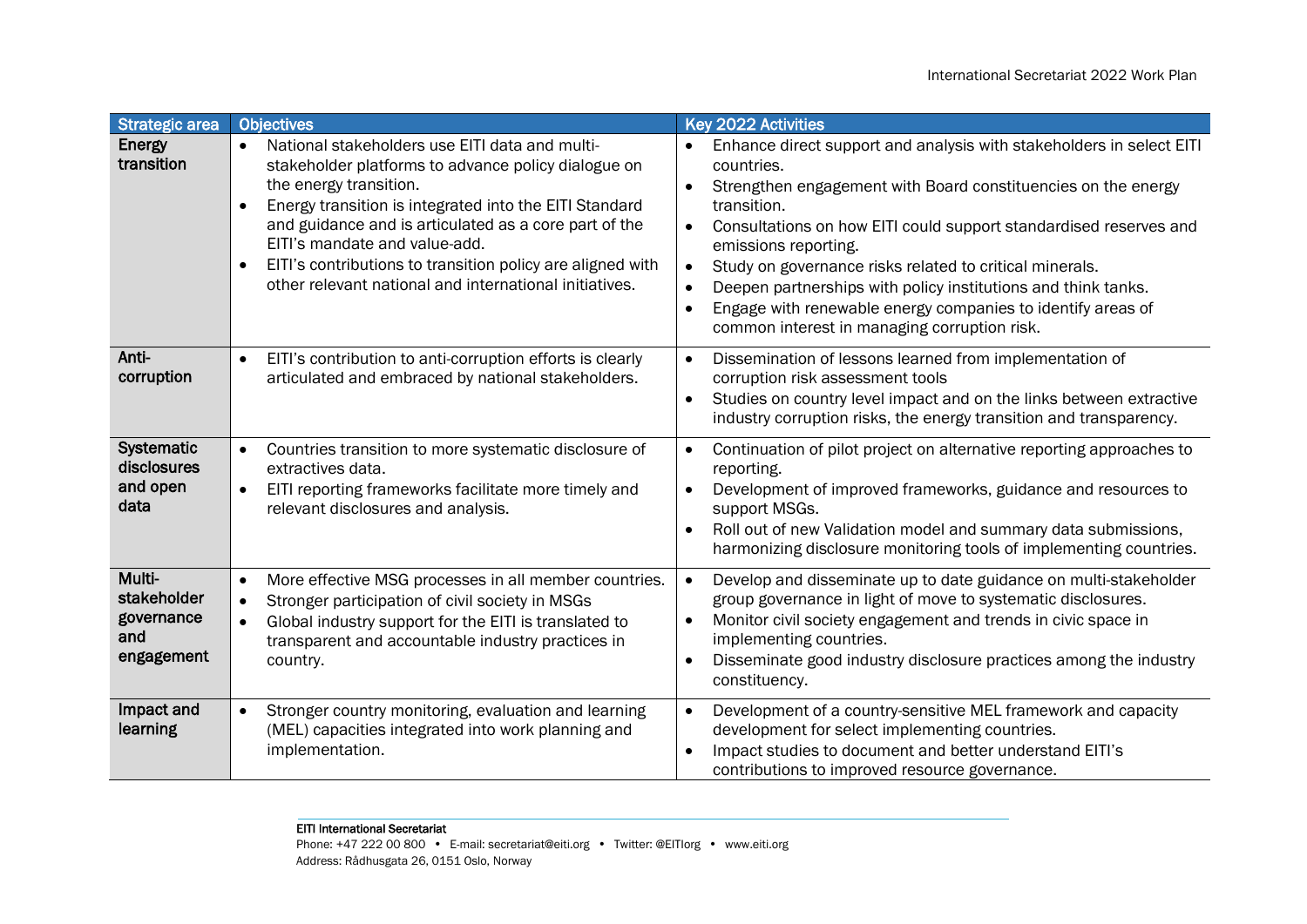| Strategic area | Objectives | Key 2022 Activities |
|---|---|---|
| **Energy transition** | • National stakeholders use EITI data and multi-stakeholder platforms to advance policy dialogue on the energy transition.<br>• Energy transition is integrated into the EITI Standard and guidance and is articulated as a core part of the EITI's mandate and value-add.<br>• EITI's contributions to transition policy are aligned with other relevant national and international initiatives. | • Enhance direct support and analysis with stakeholders in select EITI countries.<br>• Strengthen engagement with Board constituencies on the energy transition.<br>• Consultations on how EITI could support standardised reserves and emissions reporting.<br>• Study on governance risks related to critical minerals.<br>• Deepen partnerships with policy institutions and think tanks.<br>• Engage with renewable energy companies to identify areas of common interest in managing corruption risk. |
| **Anti-corruption** | • EITI's contribution to anti-corruption efforts is clearly articulated and embraced by national stakeholders. | • Dissemination of lessons learned from implementation of corruption risk assessment tools<br>• Studies on country level impact and on the links between extractive industry corruption risks, the energy transition and transparency. |
| **Systematic disclosures and open data** | • Countries transition to more systematic disclosure of extractives data.<br>• EITI reporting frameworks facilitate more timely and relevant disclosures and analysis. | • Continuation of pilot project on alternative reporting approaches to reporting.<br>• Development of improved frameworks, guidance and resources to support MSGs.<br>• Roll out of new Validation model and summary data submissions, harmonizing disclosure monitoring tools of implementing countries. |
| **Multi-stakeholder governance and engagement** | • More effective MSG processes in all member countries.<br>• Stronger participation of civil society in MSGs<br>• Global industry support for the EITI is translated to transparent and accountable industry practices in country. | • Develop and disseminate up to date guidance on multi-stakeholder group governance in light of move to systematic disclosures.<br>• Monitor civil society engagement and trends in civic space in implementing countries.<br>• Disseminate good industry disclosure practices among the industry constituency. |
| **Impact and learning** | • Stronger country monitoring, evaluation and learning (MEL) capacities integrated into work planning and implementation. | • Development of a country-sensitive MEL framework and capacity development for select implementing countries.<br>• Impact studies to document and better understand EITI's contributions to improved resource governance. |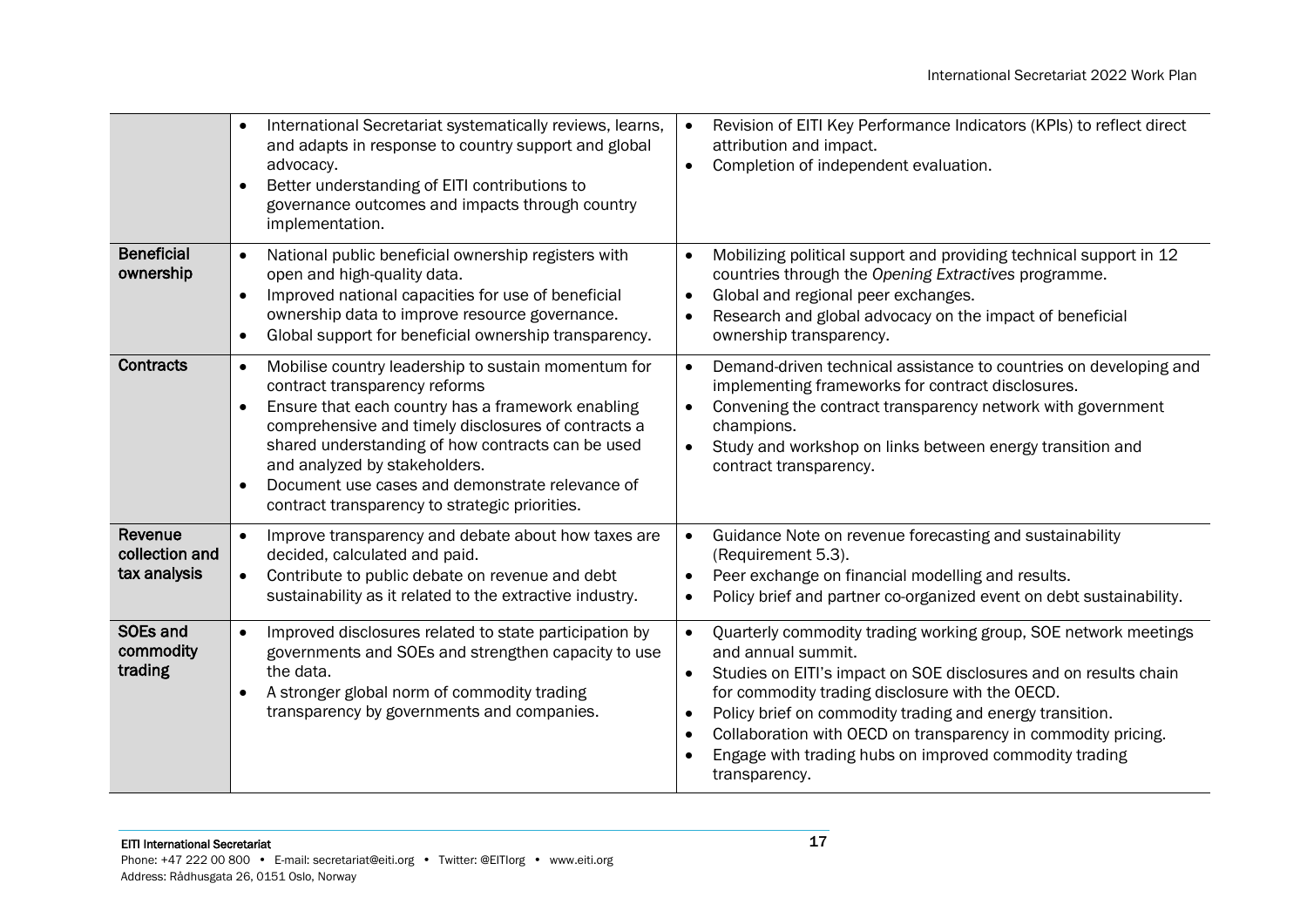| | | |
|---|---|---|
| | • International Secretariat systematically reviews, learns, and adapts in response to country support and global advocacy.<br>• Better understanding of EITI contributions to governance outcomes and impacts through country implementation. | • Revision of EITI Key Performance Indicators (KPIs) to reflect direct attribution and impact.<br>• Completion of independent evaluation. |
| **Beneficial ownership** | • National public beneficial ownership registers with open and high-quality data.<br>• Improved national capacities for use of beneficial ownership data to improve resource governance.<br>• Global support for beneficial ownership transparency. | • Mobilizing political support and providing technical support in 12 countries through the *Opening Extractives* programme.<br>• Global and regional peer exchanges.<br>• Research and global advocacy on the impact of beneficial ownership transparency. |
| **Contracts** | • Mobilise country leadership to sustain momentum for contract transparency reforms<br>• Ensure that each country has a framework enabling comprehensive and timely disclosures of contracts a shared understanding of how contracts can be used and analyzed by stakeholders.<br>• Document use cases and demonstrate relevance of contract transparency to strategic priorities. | • Demand-driven technical assistance to countries on developing and implementing frameworks for contract disclosures.<br>• Convening the contract transparency network with government champions.<br>• Study and workshop on links between energy transition and contract transparency. |
| **Revenue collection and tax analysis** | • Improve transparency and debate about how taxes are decided, calculated and paid.<br>• Contribute to public debate on revenue and debt sustainability as it related to the extractive industry. | • Guidance Note on revenue forecasting and sustainability (Requirement 5.3).<br>• Peer exchange on financial modelling and results.<br>• Policy brief and partner co-organized event on debt sustainability. |
| **SOEs and commodity trading** | • Improved disclosures related to state participation by governments and SOEs and strengthen capacity to use the data.<br>• A stronger global norm of commodity trading transparency by governments and companies. | • Quarterly commodity trading working group, SOE network meetings and annual summit.<br>• Studies on EITI's impact on SOE disclosures and on results chain for commodity trading disclosure with the OECD.<br>• Policy brief on commodity trading and energy transition.<br>• Collaboration with OECD on transparency in commodity pricing.<br>• Engage with trading hubs on improved commodity trading transparency. |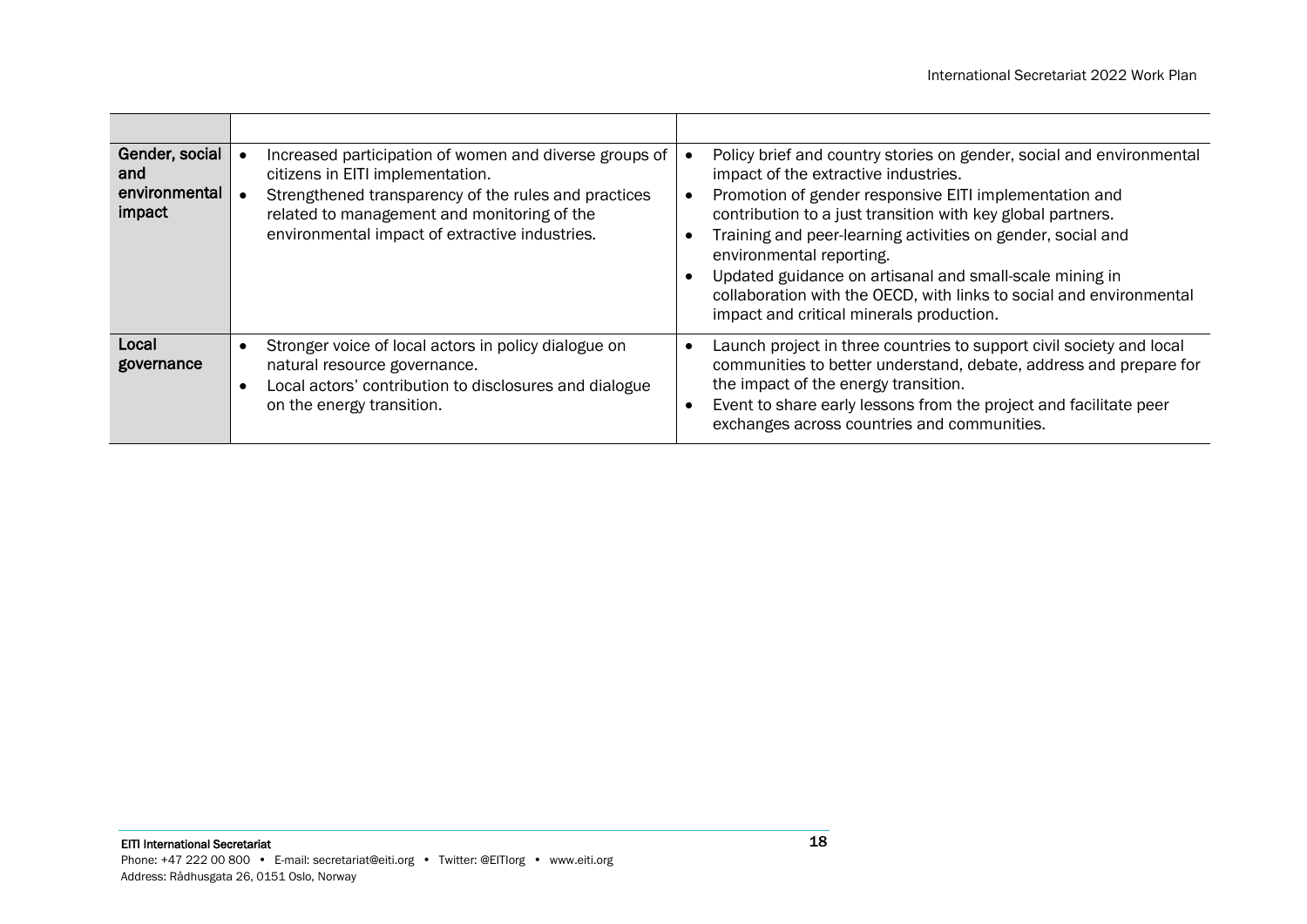| | | |
|---|---|---|
| **Gender, social and environmental impact** | • Increased participation of women and diverse groups of citizens in EITI implementation.<br>• Strengthened transparency of the rules and practices related to management and monitoring of the environmental impact of extractive industries. | • Policy brief and country stories on gender, social and environmental impact of the extractive industries.<br>• Promotion of gender responsive EITI implementation and contribution to a just transition with key global partners.<br>• Training and peer-learning activities on gender, social and environmental reporting.<br>• Updated guidance on artisanal and small-scale mining in collaboration with the OECD, with links to social and environmental impact and critical minerals production. |
| **Local governance** | • Stronger voice of local actors in policy dialogue on natural resource governance.<br>• Local actors' contribution to disclosures and dialogue on the energy transition. | • Launch project in three countries to support civil society and local communities to better understand, debate, address and prepare for the impact of the energy transition.<br>• Event to share early lessons from the project and facilitate peer exchanges across countries and communities. |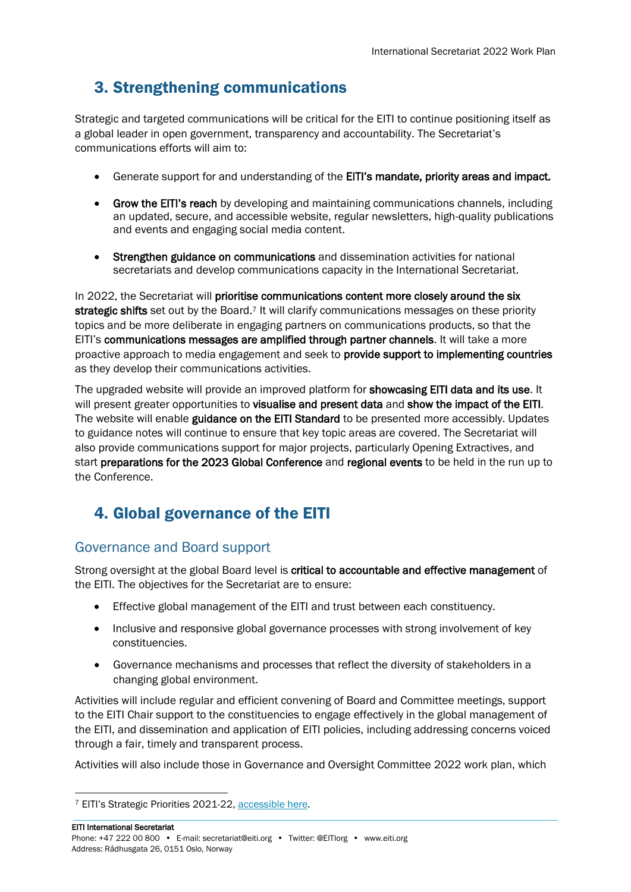# 3. Strengthening communications

Strategic and targeted communications will be critical for the EITI to continue positioning itself as a global leader in open government, transparency and accountability. The Secretariat's communications efforts will aim to:

- Generate support for and understanding of the **EITI's mandate, priority areas and impact.**
- **Grow the EITI's reach** by developing and maintaining communications channels, including an updated, secure, and accessible website, regular newsletters, high-quality publications and events and engaging social media content.
- **Strengthen guidance on communications** and dissemination activities for national secretariats and develop communications capacity in the International Secretariat.

In 2022, the Secretariat will **prioritise communications content more closely around the six strategic shifts** set out by the Board.[7] It will clarify communications messages on these priority topics and be more deliberate in engaging partners on communications products, so that the EITI's **communications messages are amplified through partner channels**. It will take a more proactive approach to media engagement and seek to **provide support to implementing countries** as they develop their communications activities.

The upgraded website will provide an improved platform for **showcasing EITI data and its use**. It will present greater opportunities to **visualise and present data** and **show the impact of the EITI**. The website will enable **guidance on the EITI Standard** to be presented more accessibly. Updates to guidance notes will continue to ensure that key topic areas are covered. The Secretariat will also provide communications support for major projects, particularly Opening Extractives, and start **preparations for the 2023 Global Conference** and **regional events** to be held in the run up to the Conference.

# 4. Global governance of the EITI

## Governance and Board support

Strong oversight at the global Board level is **critical to accountable and effective management** of the EITI. The objectives for the Secretariat are to ensure:

- Effective global management of the EITI and trust between each constituency.
- Inclusive and responsive global governance processes with strong involvement of key constituencies.
- Governance mechanisms and processes that reflect the diversity of stakeholders in a changing global environment.

Activities will include regular and efficient convening of Board and Committee meetings, support to the EITI Chair support to the constituencies to engage effectively in the global management of the EITI, and dissemination and application of EITI policies, including addressing concerns voiced through a fair, timely and transparent process.

Activities will also include those in Governance and Oversight Committee 2022 work plan, which

[7] EITI's Strategic Priorities 2021-22, accessible here.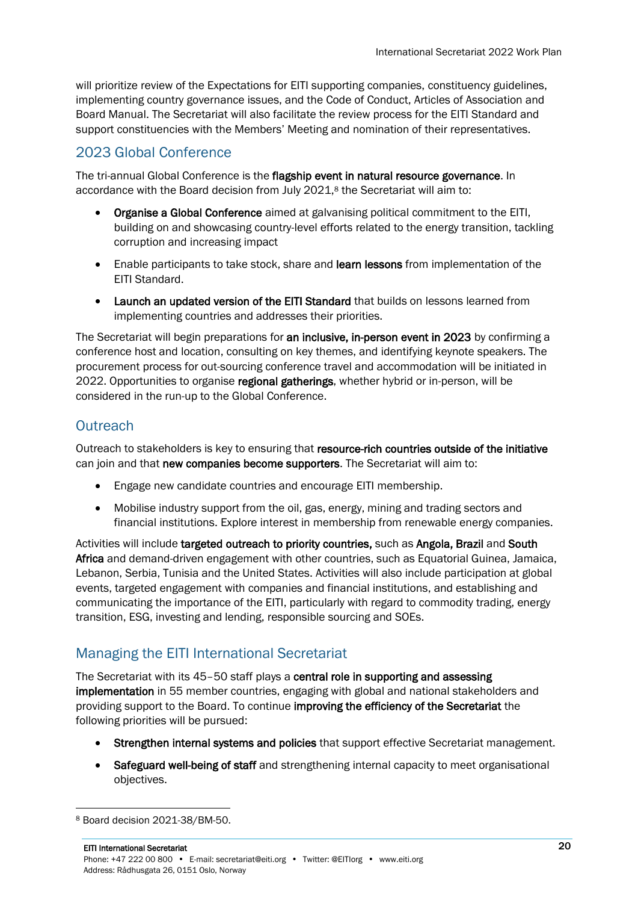will prioritize review of the Expectations for EITI supporting companies, constituency guidelines, implementing country governance issues, and the Code of Conduct, Articles of Association and Board Manual. The Secretariat will also facilitate the review process for the EITI Standard and support constituencies with the Members' Meeting and nomination of their representatives.

## 2023 Global Conference

The tri-annual Global Conference is the **flagship event in natural resource governance**. In accordance with the Board decision from July 2021,[8] the Secretariat will aim to:

- **Organise a Global Conference** aimed at galvanising political commitment to the EITI, building on and showcasing country-level efforts related to the energy transition, tackling corruption and increasing impact
- Enable participants to take stock, share and **learn lessons** from implementation of the EITI Standard.
- **Launch an updated version of the EITI Standard** that builds on lessons learned from implementing countries and addresses their priorities.

The Secretariat will begin preparations for **an inclusive, in-person event in 2023** by confirming a conference host and location, consulting on key themes, and identifying keynote speakers. The procurement process for out-sourcing conference travel and accommodation will be initiated in 2022. Opportunities to organise **regional gatherings**, whether hybrid or in-person, will be considered in the run-up to the Global Conference.

## Outreach

Outreach to stakeholders is key to ensuring that **resource-rich countries outside of the initiative** can join and that **new companies become supporters**. The Secretariat will aim to:

- Engage new candidate countries and encourage EITI membership.
- Mobilise industry support from the oil, gas, energy, mining and trading sectors and financial institutions. Explore interest in membership from renewable energy companies.

Activities will include **targeted outreach to priority countries,** such as **Angola, Brazil** and **South Africa** and demand-driven engagement with other countries, such as Equatorial Guinea, Jamaica, Lebanon, Serbia, Tunisia and the United States. Activities will also include participation at global events, targeted engagement with companies and financial institutions, and establishing and communicating the importance of the EITI, particularly with regard to commodity trading, energy transition, ESG, investing and lending, responsible sourcing and SOEs.

## Managing the EITI International Secretariat

The Secretariat with its 45–50 staff plays a **central role in supporting and assessing implementation** in 55 member countries, engaging with global and national stakeholders and providing support to the Board. To continue **improving the efficiency of the Secretariat** the following priorities will be pursued:

- **Strengthen internal systems and policies** that support effective Secretariat management.
- **Safeguard well-being of staff** and strengthening internal capacity to meet organisational objectives.

[8] Board decision 2021-38/BM-50.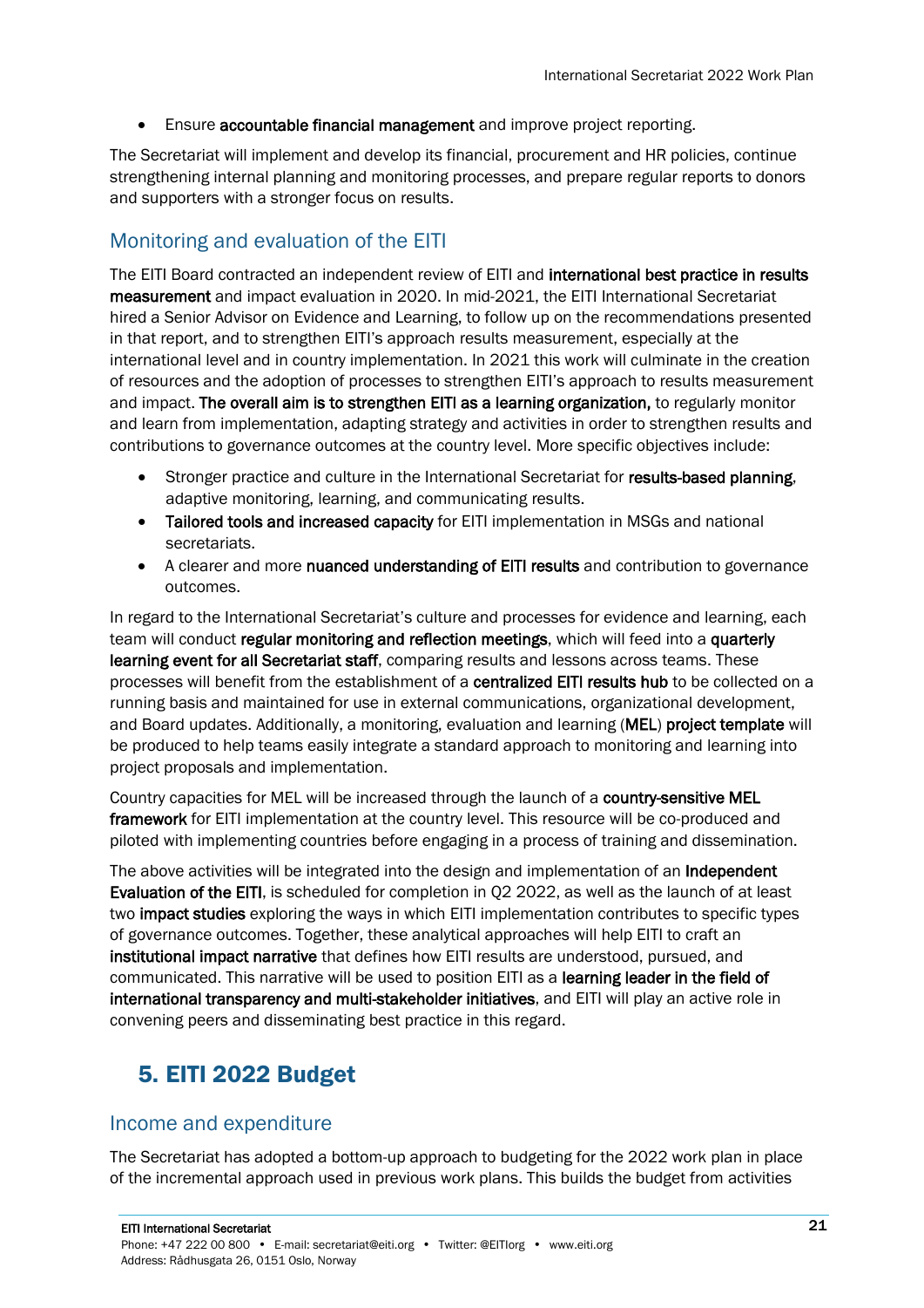- Ensure **accountable financial management** and improve project reporting.

The Secretariat will implement and develop its financial, procurement and HR policies, continue strengthening internal planning and monitoring processes, and prepare regular reports to donors and supporters with a stronger focus on results.

## Monitoring and evaluation of the EITI

The EITI Board contracted an independent review of EITI and **international best practice in results measurement** and impact evaluation in 2020. In mid-2021, the EITI International Secretariat hired a Senior Advisor on Evidence and Learning, to follow up on the recommendations presented in that report, and to strengthen EITI's approach results measurement, especially at the international level and in country implementation. In 2021 this work will culminate in the creation of resources and the adoption of processes to strengthen EITI's approach to results measurement and impact. **The overall aim is to strengthen EITI as a learning organization,** to regularly monitor and learn from implementation, adapting strategy and activities in order to strengthen results and contributions to governance outcomes at the country level. More specific objectives include:

- Stronger practice and culture in the International Secretariat for **results-based planning**, adaptive monitoring, learning, and communicating results.
- **Tailored tools and increased capacity** for EITI implementation in MSGs and national secretariats.
- A clearer and more **nuanced understanding of EITI results** and contribution to governance outcomes.

In regard to the International Secretariat's culture and processes for evidence and learning, each team will conduct **regular monitoring and reflection meetings**, which will feed into a **quarterly learning event for all Secretariat staff**, comparing results and lessons across teams. These processes will benefit from the establishment of a **centralized EITI results hub** to be collected on a running basis and maintained for use in external communications, organizational development, and Board updates. Additionally, a monitoring, evaluation and learning (**MEL**) **project template** will be produced to help teams easily integrate a standard approach to monitoring and learning into project proposals and implementation.

Country capacities for MEL will be increased through the launch of a **country-sensitive MEL framework** for EITI implementation at the country level. This resource will be co-produced and piloted with implementing countries before engaging in a process of training and dissemination.

The above activities will be integrated into the design and implementation of an **Independent Evaluation of the EITI**, is scheduled for completion in Q2 2022, as well as the launch of at least two **impact studies** exploring the ways in which EITI implementation contributes to specific types of governance outcomes. Together, these analytical approaches will help EITI to craft an **institutional impact narrative** that defines how EITI results are understood, pursued, and communicated. This narrative will be used to position EITI as a **learning leader in the field of international transparency and multi-stakeholder initiatives**, and EITI will play an active role in convening peers and disseminating best practice in this regard.

# 5. EITI 2022 Budget

## Income and expenditure

The Secretariat has adopted a bottom-up approach to budgeting for the 2022 work plan in place of the incremental approach used in previous work plans. This builds the budget from activities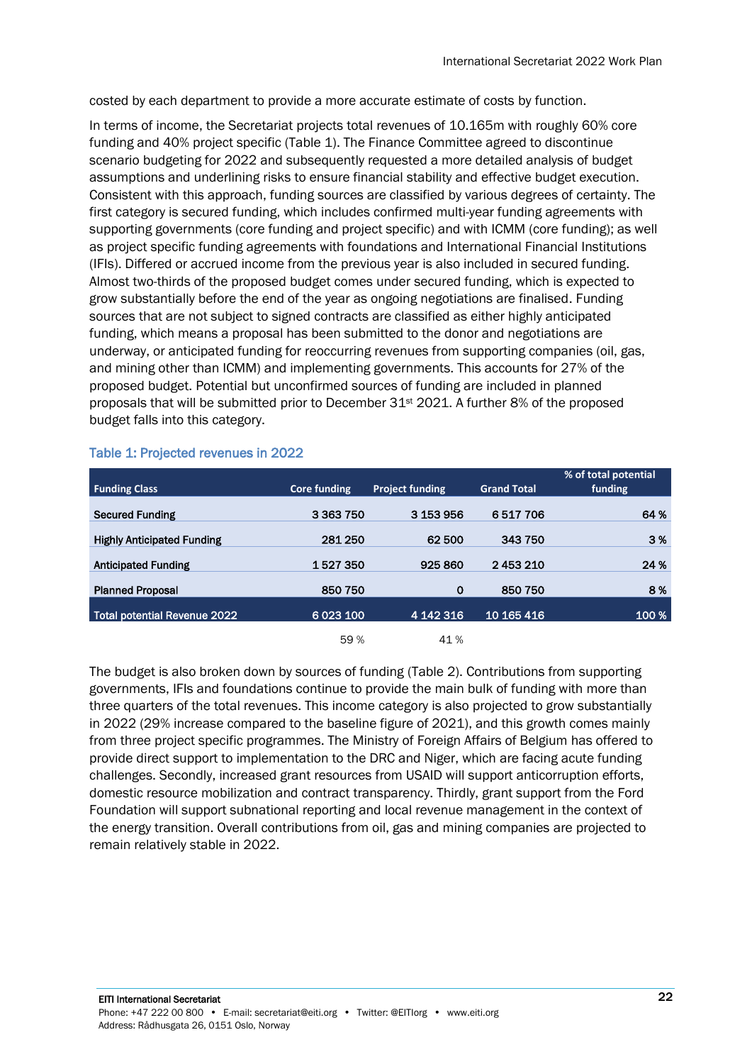costed by each department to provide a more accurate estimate of costs by function.

In terms of income, the Secretariat projects total revenues of 10.165m with roughly 60% core funding and 40% project specific (Table 1). The Finance Committee agreed to discontinue scenario budgeting for 2022 and subsequently requested a more detailed analysis of budget assumptions and underlining risks to ensure financial stability and effective budget execution. Consistent with this approach, funding sources are classified by various degrees of certainty. The first category is secured funding, which includes confirmed multi-year funding agreements with supporting governments (core funding and project specific) and with ICMM (core funding); as well as project specific funding agreements with foundations and International Financial Institutions (IFIs). Differed or accrued income from the previous year is also included in secured funding. Almost two-thirds of the proposed budget comes under secured funding, which is expected to grow substantially before the end of the year as ongoing negotiations are finalised. Funding sources that are not subject to signed contracts are classified as either highly anticipated funding, which means a proposal has been submitted to the donor and negotiations are underway, or anticipated funding for reoccurring revenues from supporting companies (oil, gas, and mining other than ICMM) and implementing governments. This accounts for 27% of the proposed budget. Potential but unconfirmed sources of funding are included in planned proposals that will be submitted prior to December 31st 2021. A further 8% of the proposed budget falls into this category.

### Table 1: Projected revenues in 2022

| Funding Class | Core funding | Project funding | Grand Total | % of total potential funding |
|---|---|---|---|---|
| Secured Funding | 3 363 750 | 3 153 956 | 6 517 706 | 64 % |
| Highly Anticipated Funding | 281 250 | 62 500 | 343 750 | 3 % |
| Anticipated Funding | 1 527 350 | 925 860 | 2 453 210 | 24 % |
| Planned Proposal | 850 750 | 0 | 850 750 | 8 % |
| Total potential Revenue 2022 | 6 023 100 | 4 142 316 | 10 165 416 | 100 % |
| | 59 % | 41 % | | |

The budget is also broken down by sources of funding (Table 2). Contributions from supporting governments, IFIs and foundations continue to provide the main bulk of funding with more than three quarters of the total revenues. This income category is also projected to grow substantially in 2022 (29% increase compared to the baseline figure of 2021), and this growth comes mainly from three project specific programmes. The Ministry of Foreign Affairs of Belgium has offered to provide direct support to implementation to the DRC and Niger, which are facing acute funding challenges. Secondly, increased grant resources from USAID will support anticorruption efforts, domestic resource mobilization and contract transparency. Thirdly, grant support from the Ford Foundation will support subnational reporting and local revenue management in the context of the energy transition. Overall contributions from oil, gas and mining companies are projected to remain relatively stable in 2022.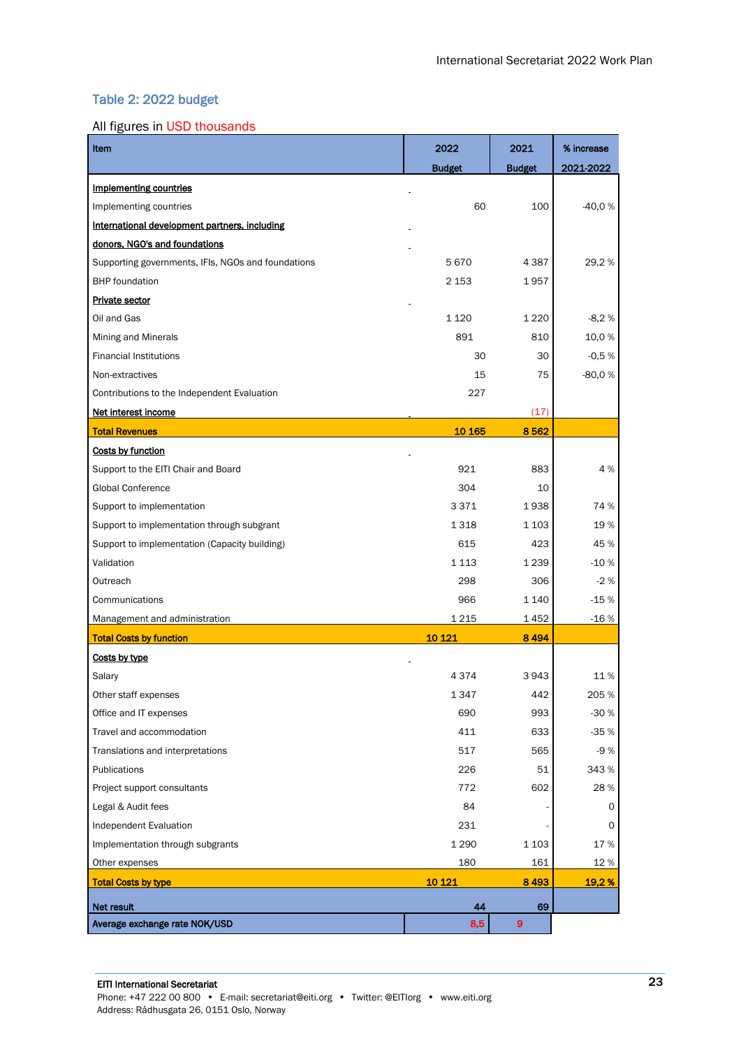## Table 2: 2022 budget

All figures in USD thousands

| Item | 2022 Budget | 2021 Budget | % increase 2021-2022 |
|---|---|---|---|
| **Implementing countries** | - | | |
| Implementing countries | 60 | 100 | -40,0 % |
| **International development partners, including** | - | | |
| **donors, NGO's and foundations** | - | | |
| Supporting governments, IFIs, NGOs and foundations | 5 670 | 4 387 | 29,2 % |
| BHP foundation | 2 153 | 1 957 | |
| **Private sector** | - | | |
| Oil and Gas | 1 120 | 1 220 | -8,2 % |
| Mining and Minerals | 891 | 810 | 10,0 % |
| Financial Institutions | 30 | 30 | -0,5 % |
| Non-extractives | 15 | 75 | -80,0 % |
| Contributions to the Independent Evaluation | 227 | | |
| **Net interest income** | - | (17) | |
| **Total Revenues** | **10 165** | **8 562** | |
| **Costs by function** | - | | |
| Support to the EITI Chair and Board | 921 | 883 | 4 % |
| Global Conference | 304 | 10 | |
| Support to implementation | 3 371 | 1 938 | 74 % |
| Support to implementation through subgrant | 1 318 | 1 103 | 19 % |
| Support to implementation (Capacity building) | 615 | 423 | 45 % |
| Validation | 1 113 | 1 239 | -10 % |
| Outreach | 298 | 306 | -2 % |
| Communications | 966 | 1 140 | -15 % |
| Management and administration | 1 215 | 1 452 | -16 % |
| **Total Costs by function** | **10 121** | **8 494** | |
| **Costs by type** | - | | |
| Salary | 4 374 | 3 943 | 11 % |
| Other staff expenses | 1 347 | 442 | 205 % |
| Office and IT expenses | 690 | 993 | -30 % |
| Travel and accommodation | 411 | 633 | -35 % |
| Translations and interpretations | 517 | 565 | -9 % |
| Publications | 226 | 51 | 343 % |
| Project support consultants | 772 | 602 | 28 % |
| Legal & Audit fees | 84 | - | 0 |
| Independent Evaluation | 231 | - | 0 |
| Implementation through subgrants | 1 290 | 1 103 | 17 % |
| Other expenses | 180 | 161 | 12 % |
| **Total Costs by type** | **10 121** | **8 493** | **19,2 %** |
| **Net result** | **44** | **69** | |
| **Average exchange rate NOK/USD** | **8,5** | **9** | |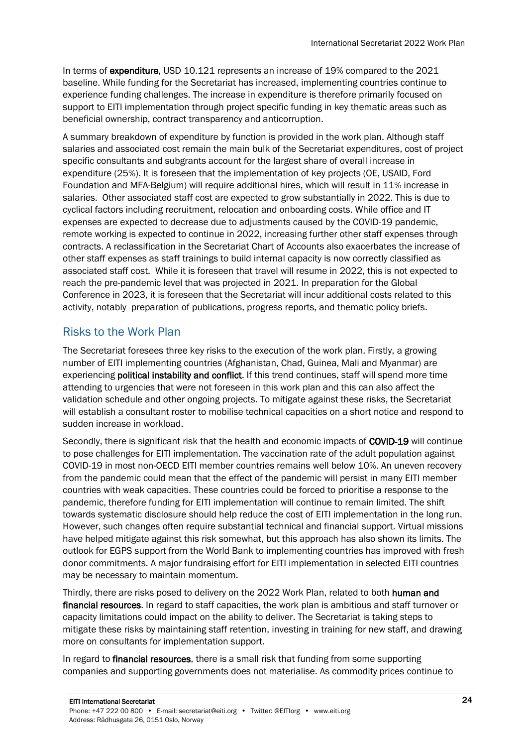In terms of **expenditure**, USD 10.121 represents an increase of 19% compared to the 2021 baseline. While funding for the Secretariat has increased, implementing countries continue to experience funding challenges. The increase in expenditure is therefore primarily focused on support to EITI implementation through project specific funding in key thematic areas such as beneficial ownership, contract transparency and anticorruption.

A summary breakdown of expenditure by function is provided in the work plan. Although staff salaries and associated cost remain the main bulk of the Secretariat expenditures, cost of project specific consultants and subgrants account for the largest share of overall increase in expenditure (25%). It is foreseen that the implementation of key projects (OE, USAID, Ford Foundation and MFA-Belgium) will require additional hires, which will result in 11% increase in salaries. Other associated staff cost are expected to grow substantially in 2022. This is due to cyclical factors including recruitment, relocation and onboarding costs. While office and IT expenses are expected to decrease due to adjustments caused by the COVID-19 pandemic, remote working is expected to continue in 2022, increasing further other staff expenses through contracts. A reclassification in the Secretariat Chart of Accounts also exacerbates the increase of other staff expenses as staff trainings to build internal capacity is now correctly classified as associated staff cost. While it is foreseen that travel will resume in 2022, this is not expected to reach the pre-pandemic level that was projected in 2021. In preparation for the Global Conference in 2023, it is foreseen that the Secretariat will incur additional costs related to this activity, notably preparation of publications, progress reports, and thematic policy briefs.

## Risks to the Work Plan

The Secretariat foresees three key risks to the execution of the work plan. Firstly, a growing number of EITI implementing countries (Afghanistan, Chad, Guinea, Mali and Myanmar) are experiencing **political instability and conflict**. If this trend continues, staff will spend more time attending to urgencies that were not foreseen in this work plan and this can also affect the validation schedule and other ongoing projects. To mitigate against these risks, the Secretariat will establish a consultant roster to mobilise technical capacities on a short notice and respond to sudden increase in workload.

Secondly, there is significant risk that the health and economic impacts of **COVID-19** will continue to pose challenges for EITI implementation. The vaccination rate of the adult population against COVID-19 in most non-OECD EITI member countries remains well below 10%. An uneven recovery from the pandemic could mean that the effect of the pandemic will persist in many EITI member countries with weak capacities. These countries could be forced to prioritise a response to the pandemic, therefore funding for EITI implementation will continue to remain limited. The shift towards systematic disclosure should help reduce the cost of EITI implementation in the long run. However, such changes often require substantial technical and financial support. Virtual missions have helped mitigate against this risk somewhat, but this approach has also shown its limits. The outlook for EGPS support from the World Bank to implementing countries has improved with fresh donor commitments. A major fundraising effort for EITI implementation in selected EITI countries may be necessary to maintain momentum.

Thirdly, there are risks posed to delivery on the 2022 Work Plan, related to both **human and financial resources**. In regard to staff capacities, the work plan is ambitious and staff turnover or capacity limitations could impact on the ability to deliver. The Secretariat is taking steps to mitigate these risks by maintaining staff retention, investing in training for new staff, and drawing more on consultants for implementation support.

In regard to **financial resources**, there is a small risk that funding from some supporting companies and supporting governments does not materialise. As commodity prices continue to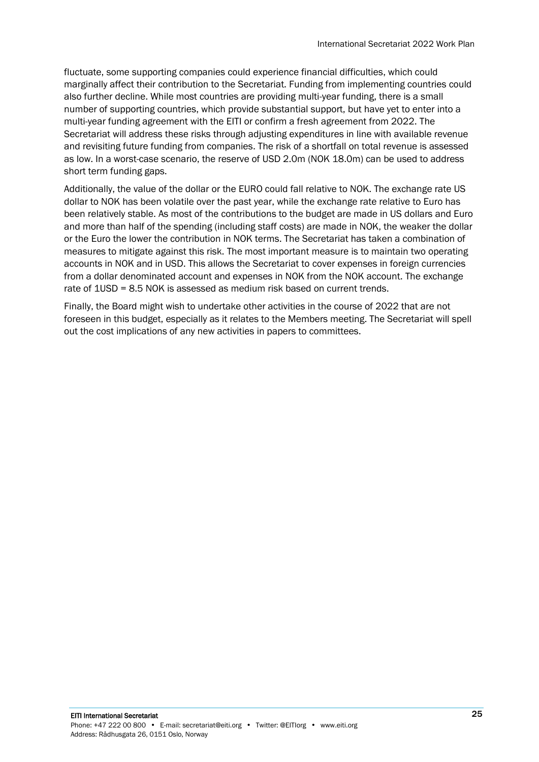fluctuate, some supporting companies could experience financial difficulties, which could marginally affect their contribution to the Secretariat. Funding from implementing countries could also further decline. While most countries are providing multi-year funding, there is a small number of supporting countries, which provide substantial support, but have yet to enter into a multi-year funding agreement with the EITI or confirm a fresh agreement from 2022. The Secretariat will address these risks through adjusting expenditures in line with available revenue and revisiting future funding from companies. The risk of a shortfall on total revenue is assessed as low. In a worst-case scenario, the reserve of USD 2.0m (NOK 18.0m) can be used to address short term funding gaps.

Additionally, the value of the dollar or the EURO could fall relative to NOK. The exchange rate US dollar to NOK has been volatile over the past year, while the exchange rate relative to Euro has been relatively stable. As most of the contributions to the budget are made in US dollars and Euro and more than half of the spending (including staff costs) are made in NOK, the weaker the dollar or the Euro the lower the contribution in NOK terms. The Secretariat has taken a combination of measures to mitigate against this risk. The most important measure is to maintain two operating accounts in NOK and in USD. This allows the Secretariat to cover expenses in foreign currencies from a dollar denominated account and expenses in NOK from the NOK account. The exchange rate of 1USD = 8.5 NOK is assessed as medium risk based on current trends.

Finally, the Board might wish to undertake other activities in the course of 2022 that are not foreseen in this budget, especially as it relates to the Members meeting. The Secretariat will spell out the cost implications of any new activities in papers to committees.